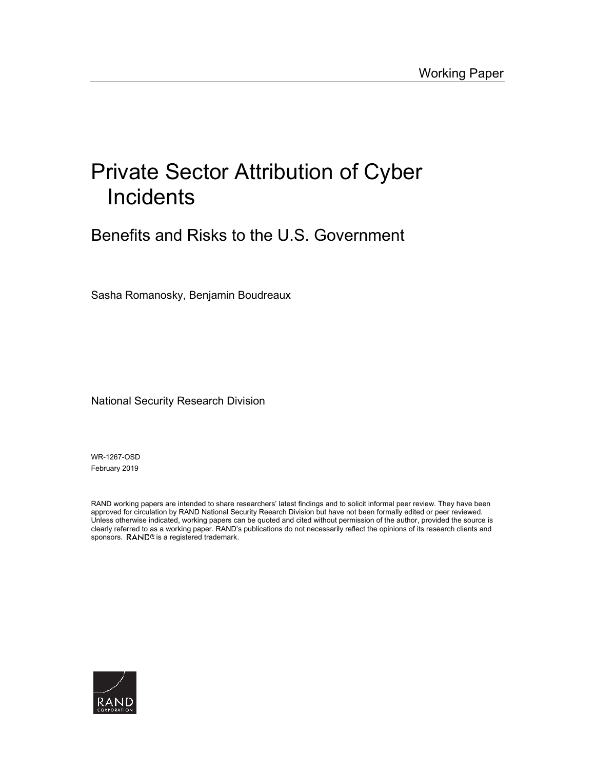Working Paper

# Private Sector Attribution of Cyber Incidents

## Benefits and Risks to the U.S. Government

Sasha Romanosky, Benjamin Boudreaux

National Security Research Division

WR-1267-OSD
February 2019

RAND working papers are intended to share researchers' latest findings and to solicit informal peer review. They have been approved for circulation by RAND National Security Reearch Division but have not been formally edited or peer reviewed. Unless otherwise indicated, working papers can be quoted and cited without permission of the author, provided the source is clearly referred to as a working paper. RAND's publications do not necessarily reflect the opinions of its research clients and sponsors. RAND® is a registered trademark.

RAND CORPORATION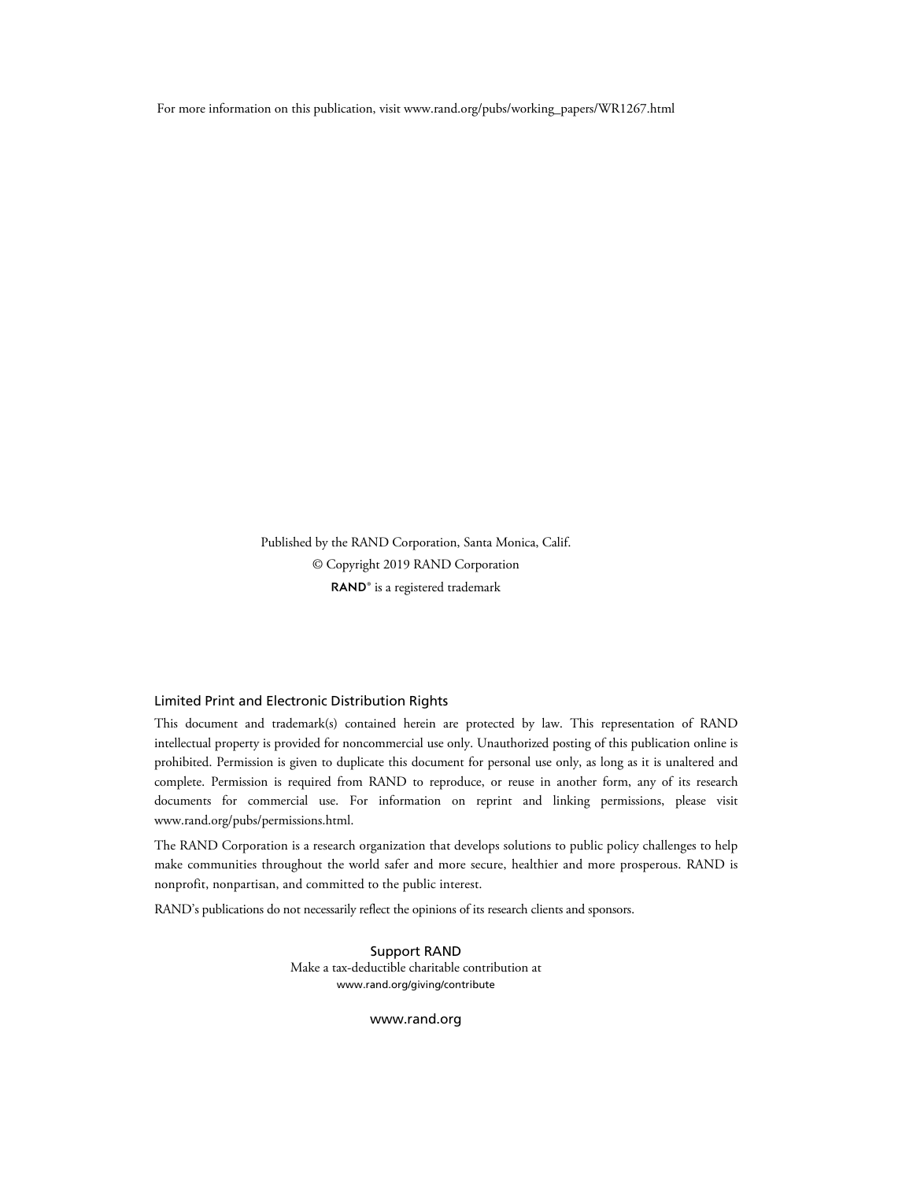For more information on this publication, visit www.rand.org/pubs/working_papers/WR1267.html

Published by the RAND Corporation, Santa Monica, Calif.

© Copyright 2019 RAND Corporation

RAND® is a registered trademark

### Limited Print and Electronic Distribution Rights

This document and trademark(s) contained herein are protected by law. This representation of RAND intellectual property is provided for noncommercial use only. Unauthorized posting of this publication online is prohibited. Permission is given to duplicate this document for personal use only, as long as it is unaltered and complete. Permission is required from RAND to reproduce, or reuse in another form, any of its research documents for commercial use. For information on reprint and linking permissions, please visit www.rand.org/pubs/permissions.html.

The RAND Corporation is a research organization that develops solutions to public policy challenges to help make communities throughout the world safer and more secure, healthier and more prosperous. RAND is nonprofit, nonpartisan, and committed to the public interest.

RAND's publications do not necessarily reflect the opinions of its research clients and sponsors.

Support RAND

Make a tax-deductible charitable contribution at www.rand.org/giving/contribute

www.rand.org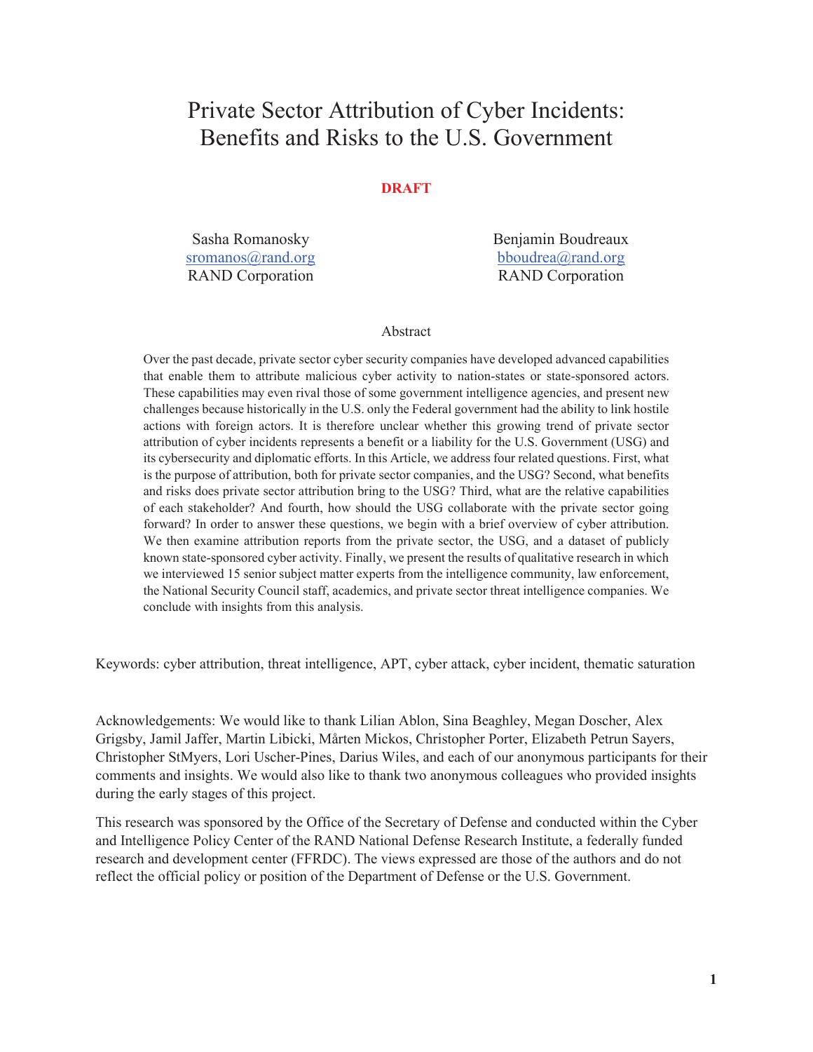# Private Sector Attribution of Cyber Incidents: Benefits and Risks to the U.S. Government

**DRAFT**

Sasha Romanosky
sromanos@rand.org
RAND Corporation

Benjamin Boudreaux
bboudrea@rand.org
RAND Corporation

## Abstract

Over the past decade, private sector cyber security companies have developed advanced capabilities that enable them to attribute malicious cyber activity to nation-states or state-sponsored actors. These capabilities may even rival those of some government intelligence agencies, and present new challenges because historically in the U.S. only the Federal government had the ability to link hostile actions with foreign actors. It is therefore unclear whether this growing trend of private sector attribution of cyber incidents represents a benefit or a liability for the U.S. Government (USG) and its cybersecurity and diplomatic efforts. In this Article, we address four related questions. First, what is the purpose of attribution, both for private sector companies, and the USG? Second, what benefits and risks does private sector attribution bring to the USG? Third, what are the relative capabilities of each stakeholder? And fourth, how should the USG collaborate with the private sector going forward? In order to answer these questions, we begin with a brief overview of cyber attribution. We then examine attribution reports from the private sector, the USG, and a dataset of publicly known state-sponsored cyber activity. Finally, we present the results of qualitative research in which we interviewed 15 senior subject matter experts from the intelligence community, law enforcement, the National Security Council staff, academics, and private sector threat intelligence companies. We conclude with insights from this analysis.

Keywords: cyber attribution, threat intelligence, APT, cyber attack, cyber incident, thematic saturation

Acknowledgements: We would like to thank Lilian Ablon, Sina Beaghley, Megan Doscher, Alex Grigsby, Jamil Jaffer, Martin Libicki, Mårten Mickos, Christopher Porter, Elizabeth Petrun Sayers, Christopher StMyers, Lori Uscher-Pines, Darius Wiles, and each of our anonymous participants for their comments and insights. We would also like to thank two anonymous colleagues who provided insights during the early stages of this project.

This research was sponsored by the Office of the Secretary of Defense and conducted within the Cyber and Intelligence Policy Center of the RAND National Defense Research Institute, a federally funded research and development center (FFRDC). The views expressed are those of the authors and do not reflect the official policy or position of the Department of Defense or the U.S. Government.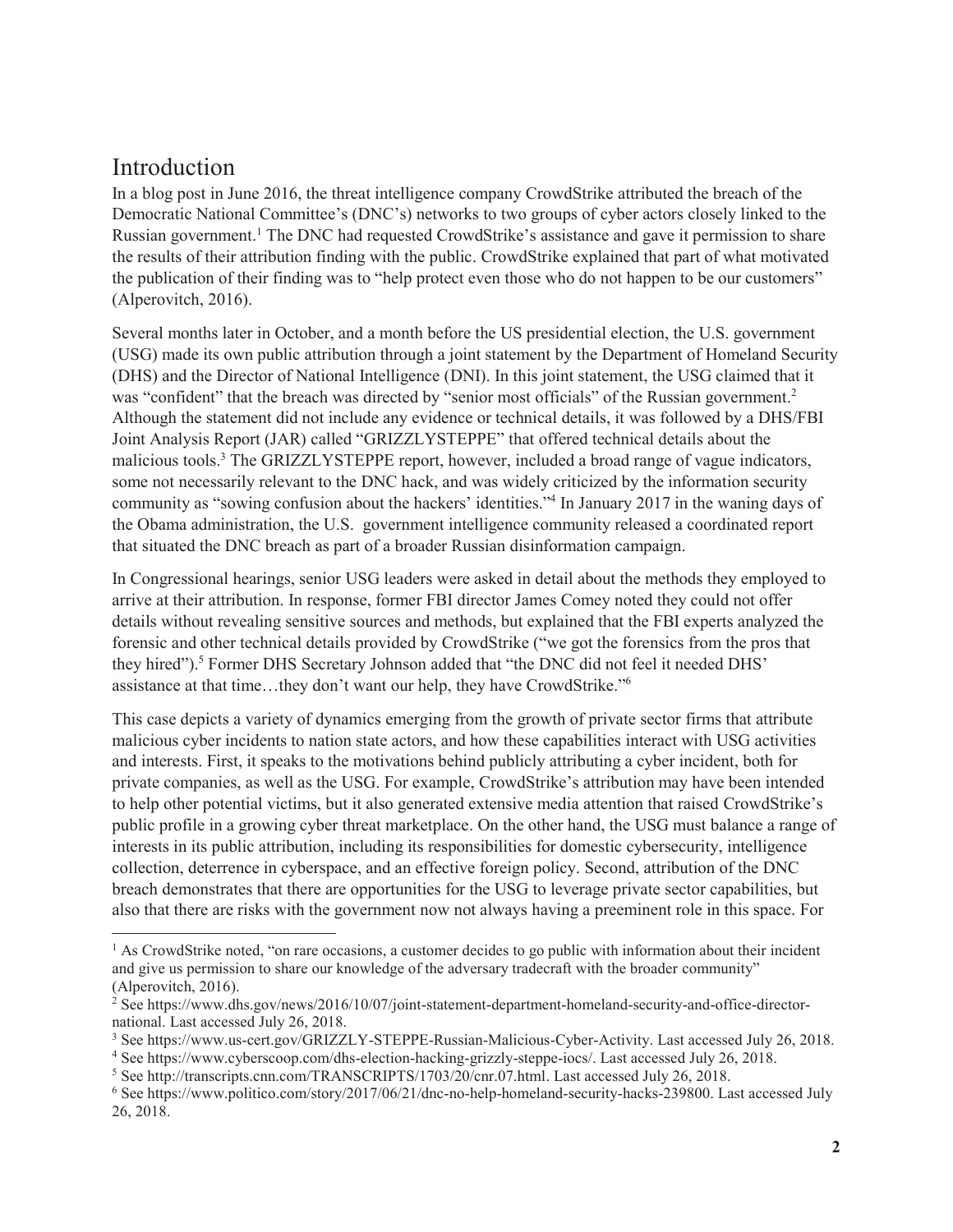## Introduction

In a blog post in June 2016, the threat intelligence company CrowdStrike attributed the breach of the Democratic National Committee's (DNC's) networks to two groups of cyber actors closely linked to the Russian government.[1] The DNC had requested CrowdStrike's assistance and gave it permission to share the results of their attribution finding with the public. CrowdStrike explained that part of what motivated the publication of their finding was to "help protect even those who do not happen to be our customers" (Alperovitch, 2016).

Several months later in October, and a month before the US presidential election, the U.S. government (USG) made its own public attribution through a joint statement by the Department of Homeland Security (DHS) and the Director of National Intelligence (DNI). In this joint statement, the USG claimed that it was "confident" that the breach was directed by "senior most officials" of the Russian government.[2] Although the statement did not include any evidence or technical details, it was followed by a DHS/FBI Joint Analysis Report (JAR) called "GRIZZLYSTEPPE" that offered technical details about the malicious tools.[3] The GRIZZLYSTEPPE report, however, included a broad range of vague indicators, some not necessarily relevant to the DNC hack, and was widely criticized by the information security community as "sowing confusion about the hackers' identities."[4] In January 2017 in the waning days of the Obama administration, the U.S. government intelligence community released a coordinated report that situated the DNC breach as part of a broader Russian disinformation campaign.

In Congressional hearings, senior USG leaders were asked in detail about the methods they employed to arrive at their attribution. In response, former FBI director James Comey noted they could not offer details without revealing sensitive sources and methods, but explained that the FBI experts analyzed the forensic and other technical details provided by CrowdStrike ("we got the forensics from the pros that they hired").[5] Former DHS Secretary Johnson added that "the DNC did not feel it needed DHS' assistance at that time…they don't want our help, they have CrowdStrike."[6]

This case depicts a variety of dynamics emerging from the growth of private sector firms that attribute malicious cyber incidents to nation state actors, and how these capabilities interact with USG activities and interests. First, it speaks to the motivations behind publicly attributing a cyber incident, both for private companies, as well as the USG. For example, CrowdStrike's attribution may have been intended to help other potential victims, but it also generated extensive media attention that raised CrowdStrike's public profile in a growing cyber threat marketplace. On the other hand, the USG must balance a range of interests in its public attribution, including its responsibilities for domestic cybersecurity, intelligence collection, deterrence in cyberspace, and an effective foreign policy. Second, attribution of the DNC breach demonstrates that there are opportunities for the USG to leverage private sector capabilities, but also that there are risks with the government now not always having a preeminent role in this space. For

---

[1] As CrowdStrike noted, "on rare occasions, a customer decides to go public with information about their incident and give us permission to share our knowledge of the adversary tradecraft with the broader community" (Alperovitch, 2016).

[2] See https://www.dhs.gov/news/2016/10/07/joint-statement-department-homeland-security-and-office-director-national. Last accessed July 26, 2018.

[3] See https://www.us-cert.gov/GRIZZLY-STEPPE-Russian-Malicious-Cyber-Activity. Last accessed July 26, 2018.

[4] See https://www.cyberscoop.com/dhs-election-hacking-grizzly-steppe-iocs/. Last accessed July 26, 2018.

[5] See http://transcripts.cnn.com/TRANSCRIPTS/1703/20/cnr.07.html. Last accessed July 26, 2018.

[6] See https://www.politico.com/story/2017/06/21/dnc-no-help-homeland-security-hacks-239800. Last accessed July 26, 2018.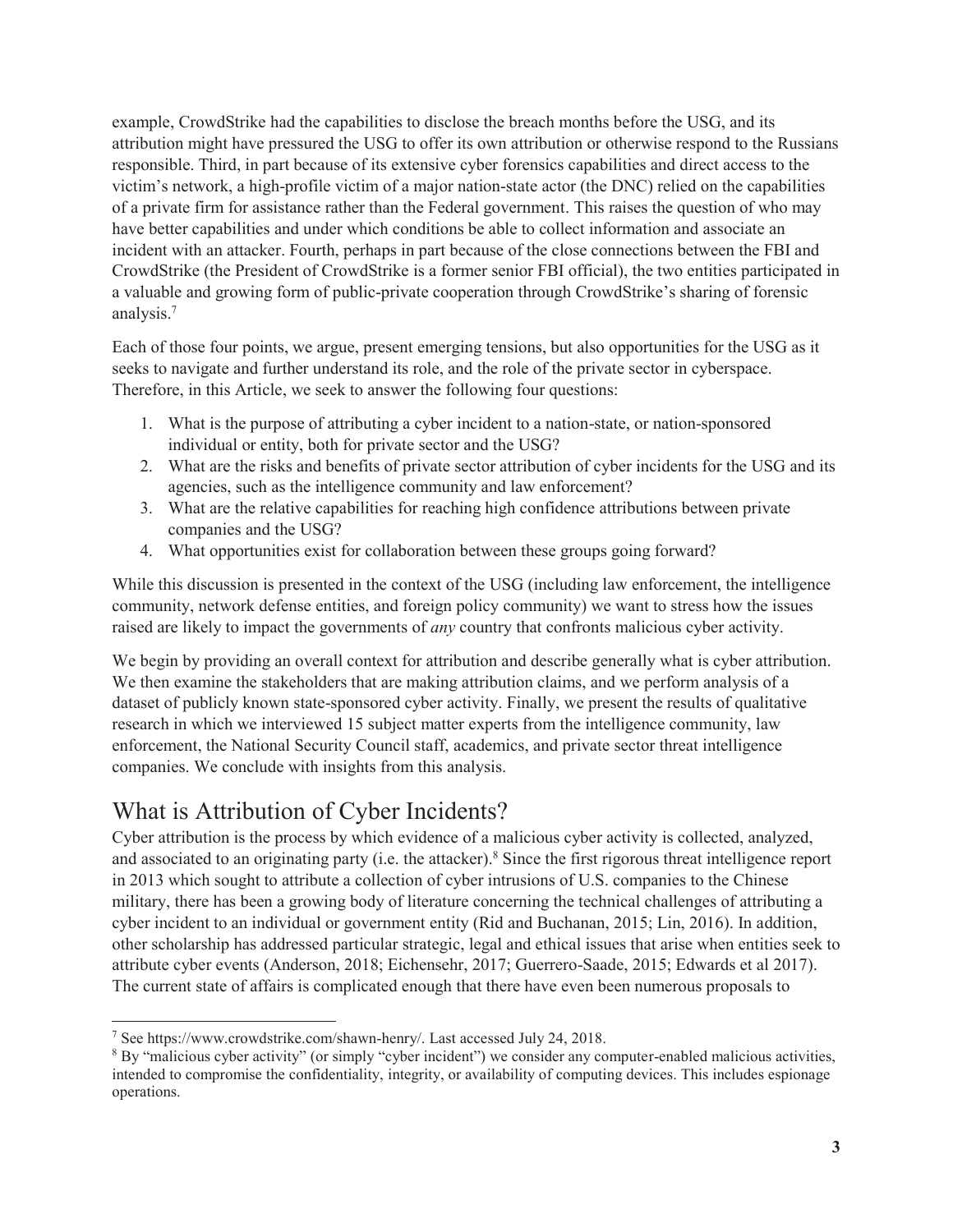example, CrowdStrike had the capabilities to disclose the breach months before the USG, and its attribution might have pressured the USG to offer its own attribution or otherwise respond to the Russians responsible. Third, in part because of its extensive cyber forensics capabilities and direct access to the victim's network, a high-profile victim of a major nation-state actor (the DNC) relied on the capabilities of a private firm for assistance rather than the Federal government. This raises the question of who may have better capabilities and under which conditions be able to collect information and associate an incident with an attacker. Fourth, perhaps in part because of the close connections between the FBI and CrowdStrike (the President of CrowdStrike is a former senior FBI official), the two entities participated in a valuable and growing form of public-private cooperation through CrowdStrike's sharing of forensic analysis.[7]

Each of those four points, we argue, present emerging tensions, but also opportunities for the USG as it seeks to navigate and further understand its role, and the role of the private sector in cyberspace. Therefore, in this Article, we seek to answer the following four questions:

1. What is the purpose of attributing a cyber incident to a nation-state, or nation-sponsored individual or entity, both for private sector and the USG?
2. What are the risks and benefits of private sector attribution of cyber incidents for the USG and its agencies, such as the intelligence community and law enforcement?
3. What are the relative capabilities for reaching high confidence attributions between private companies and the USG?
4. What opportunities exist for collaboration between these groups going forward?

While this discussion is presented in the context of the USG (including law enforcement, the intelligence community, network defense entities, and foreign policy community) we want to stress how the issues raised are likely to impact the governments of *any* country that confronts malicious cyber activity.

We begin by providing an overall context for attribution and describe generally what is cyber attribution. We then examine the stakeholders that are making attribution claims, and we perform analysis of a dataset of publicly known state-sponsored cyber activity. Finally, we present the results of qualitative research in which we interviewed 15 subject matter experts from the intelligence community, law enforcement, the National Security Council staff, academics, and private sector threat intelligence companies. We conclude with insights from this analysis.

# What is Attribution of Cyber Incidents?

Cyber attribution is the process by which evidence of a malicious cyber activity is collected, analyzed, and associated to an originating party (i.e. the attacker).[8] Since the first rigorous threat intelligence report in 2013 which sought to attribute a collection of cyber intrusions of U.S. companies to the Chinese military, there has been a growing body of literature concerning the technical challenges of attributing a cyber incident to an individual or government entity (Rid and Buchanan, 2015; Lin, 2016). In addition, other scholarship has addressed particular strategic, legal and ethical issues that arise when entities seek to attribute cyber events (Anderson, 2018; Eichensehr, 2017; Guerrero-Saade, 2015; Edwards et al 2017). The current state of affairs is complicated enough that there have even been numerous proposals to

---

[7] See https://www.crowdstrike.com/shawn-henry/. Last accessed July 24, 2018.

[8] By "malicious cyber activity" (or simply "cyber incident") we consider any computer-enabled malicious activities, intended to compromise the confidentiality, integrity, or availability of computing devices. This includes espionage operations.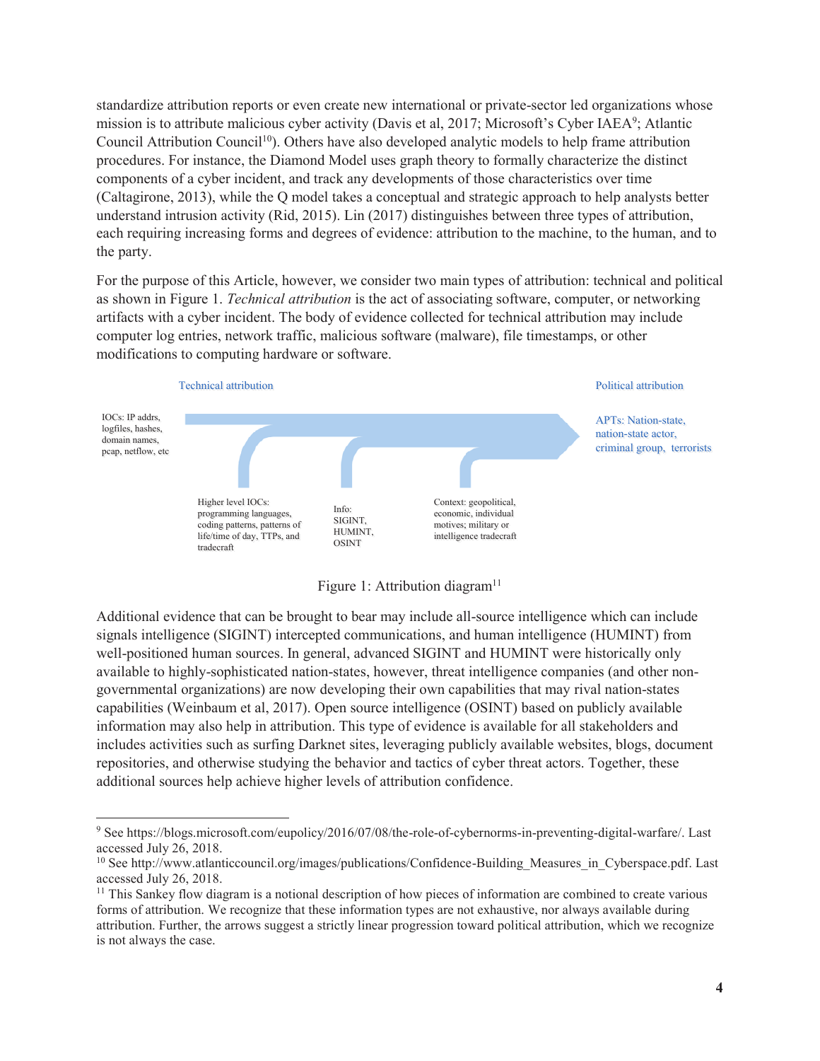standardize attribution reports or even create new international or private-sector led organizations whose mission is to attribute malicious cyber activity (Davis et al, 2017; Microsoft's Cyber IAEA[9]; Atlantic Council Attribution Council[10]). Others have also developed analytic models to help frame attribution procedures. For instance, the Diamond Model uses graph theory to formally characterize the distinct components of a cyber incident, and track any developments of those characteristics over time (Caltagirone, 2013), while the Q model takes a conceptual and strategic approach to help analysts better understand intrusion activity (Rid, 2015). Lin (2017) distinguishes between three types of attribution, each requiring increasing forms and degrees of evidence: attribution to the machine, to the human, and to the party.

For the purpose of this Article, however, we consider two main types of attribution: technical and political as shown in Figure 1. *Technical attribution* is the act of associating software, computer, or networking artifacts with a cyber incident. The body of evidence collected for technical attribution may include computer log entries, network traffic, malicious software (malware), file timestamps, or other modifications to computing hardware or software.

Technical attribution

Political attribution

IOCs: IP addrs, logfiles, hashes, domain names, pcap, netflow, etc

APTs: Nation-state, nation-state actor, criminal group, terrorists

Higher level IOCs: programming languages, coding patterns, patterns of life/time of day, TTPs, and tradecraft

Info: SIGINT, HUMINT, OSINT

Context: geopolitical, economic, individual motives; military or intelligence tradecraft

Figure 1: Attribution diagram[11]

Additional evidence that can be brought to bear may include all-source intelligence which can include signals intelligence (SIGINT) intercepted communications, and human intelligence (HUMINT) from well-positioned human sources. In general, advanced SIGINT and HUMINT were historically only available to highly-sophisticated nation-states, however, threat intelligence companies (and other non-governmental organizations) are now developing their own capabilities that may rival nation-states capabilities (Weinbaum et al, 2017). Open source intelligence (OSINT) based on publicly available information may also help in attribution. This type of evidence is available for all stakeholders and includes activities such as surfing Darknet sites, leveraging publicly available websites, blogs, document repositories, and otherwise studying the behavior and tactics of cyber threat actors. Together, these additional sources help achieve higher levels of attribution confidence.

---

[9] See https://blogs.microsoft.com/eupolicy/2016/07/08/the-role-of-cybernorms-in-preventing-digital-warfare/. Last accessed July 26, 2018.

[10] See http://www.atlanticcouncil.org/images/publications/Confidence-Building_Measures_in_Cyberspace.pdf. Last accessed July 26, 2018.

[11] This Sankey flow diagram is a notional description of how pieces of information are combined to create various forms of attribution. We recognize that these information types are not exhaustive, nor always available during attribution. Further, the arrows suggest a strictly linear progression toward political attribution, which we recognize is not always the case.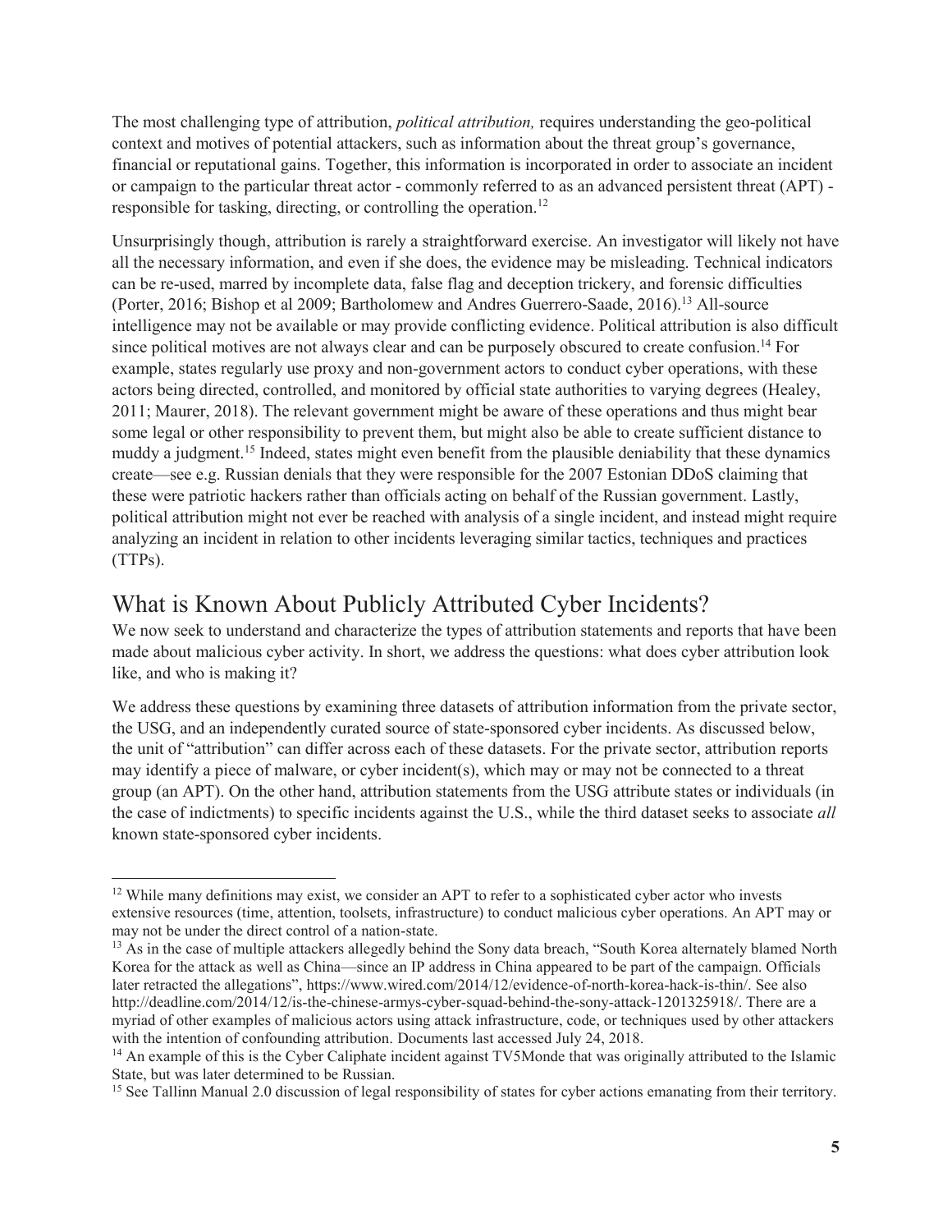The most challenging type of attribution, *political attribution,* requires understanding the geo-political context and motives of potential attackers, such as information about the threat group's governance, financial or reputational gains. Together, this information is incorporated in order to associate an incident or campaign to the particular threat actor - commonly referred to as an advanced persistent threat (APT) - responsible for tasking, directing, or controlling the operation.[12]

Unsurprisingly though, attribution is rarely a straightforward exercise. An investigator will likely not have all the necessary information, and even if she does, the evidence may be misleading. Technical indicators can be re-used, marred by incomplete data, false flag and deception trickery, and forensic difficulties (Porter, 2016; Bishop et al 2009; Bartholomew and Andres Guerrero-Saade, 2016).[13] All-source intelligence may not be available or may provide conflicting evidence. Political attribution is also difficult since political motives are not always clear and can be purposely obscured to create confusion.[14] For example, states regularly use proxy and non-government actors to conduct cyber operations, with these actors being directed, controlled, and monitored by official state authorities to varying degrees (Healey, 2011; Maurer, 2018). The relevant government might be aware of these operations and thus might bear some legal or other responsibility to prevent them, but might also be able to create sufficient distance to muddy a judgment.[15] Indeed, states might even benefit from the plausible deniability that these dynamics create—see e.g. Russian denials that they were responsible for the 2007 Estonian DDoS claiming that these were patriotic hackers rather than officials acting on behalf of the Russian government. Lastly, political attribution might not ever be reached with analysis of a single incident, and instead might require analyzing an incident in relation to other incidents leveraging similar tactics, techniques and practices (TTPs).

## What is Known About Publicly Attributed Cyber Incidents?

We now seek to understand and characterize the types of attribution statements and reports that have been made about malicious cyber activity. In short, we address the questions: what does cyber attribution look like, and who is making it?

We address these questions by examining three datasets of attribution information from the private sector, the USG, and an independently curated source of state-sponsored cyber incidents. As discussed below, the unit of "attribution" can differ across each of these datasets. For the private sector, attribution reports may identify a piece of malware, or cyber incident(s), which may or may not be connected to a threat group (an APT). On the other hand, attribution statements from the USG attribute states or individuals (in the case of indictments) to specific incidents against the U.S., while the third dataset seeks to associate *all* known state-sponsored cyber incidents.

---

[12] While many definitions may exist, we consider an APT to refer to a sophisticated cyber actor who invests extensive resources (time, attention, toolsets, infrastructure) to conduct malicious cyber operations. An APT may or may not be under the direct control of a nation-state.

[13] As in the case of multiple attackers allegedly behind the Sony data breach, "South Korea alternately blamed North Korea for the attack as well as China—since an IP address in China appeared to be part of the campaign. Officials later retracted the allegations", https://www.wired.com/2014/12/evidence-of-north-korea-hack-is-thin/. See also http://deadline.com/2014/12/is-the-chinese-armys-cyber-squad-behind-the-sony-attack-1201325918/. There are a myriad of other examples of malicious actors using attack infrastructure, code, or techniques used by other attackers with the intention of confounding attribution. Documents last accessed July 24, 2018.

[14] An example of this is the Cyber Caliphate incident against TV5Monde that was originally attributed to the Islamic State, but was later determined to be Russian.

[15] See Tallinn Manual 2.0 discussion of legal responsibility of states for cyber actions emanating from their territory.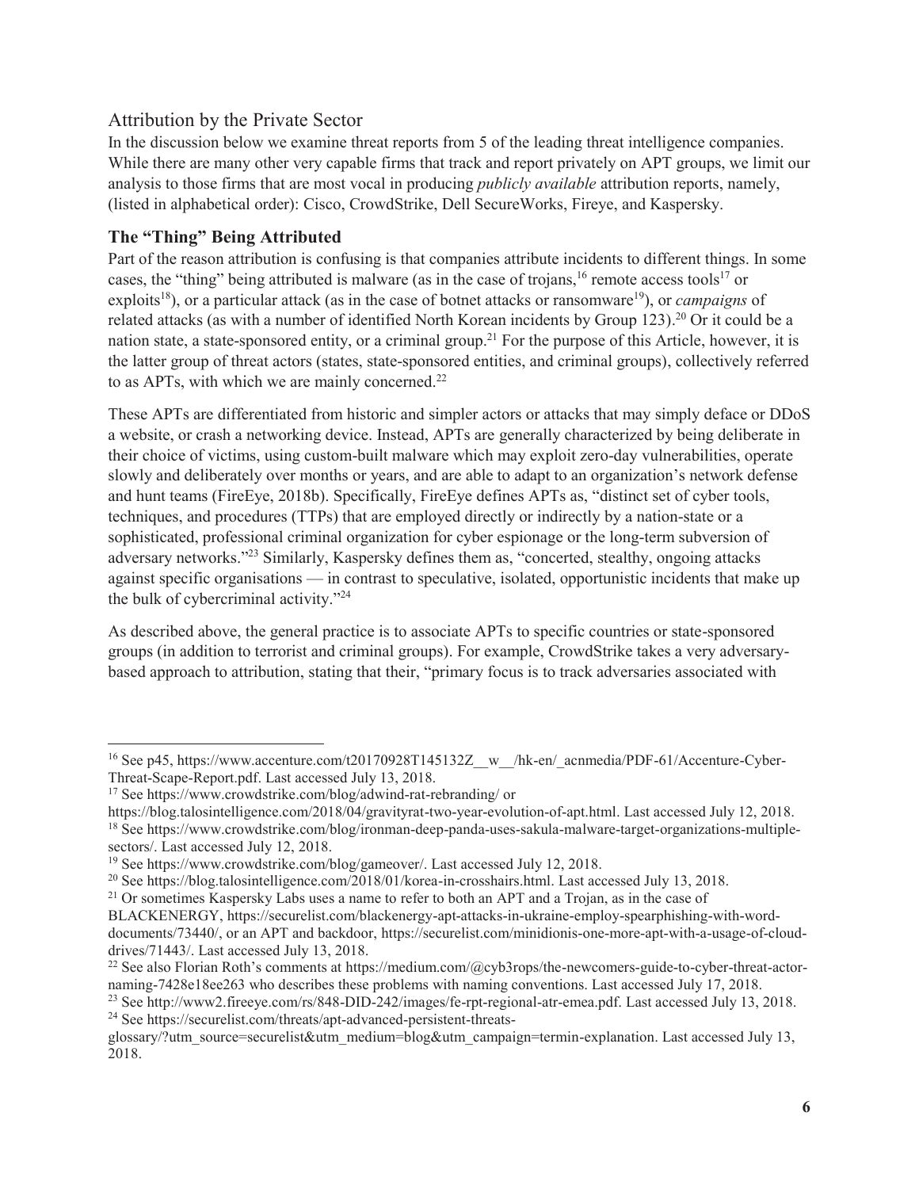## Attribution by the Private Sector

In the discussion below we examine threat reports from 5 of the leading threat intelligence companies. While there are many other very capable firms that track and report privately on APT groups, we limit our analysis to those firms that are most vocal in producing *publicly available* attribution reports, namely, (listed in alphabetical order): Cisco, CrowdStrike, Dell SecureWorks, Fireye, and Kaspersky.

### The "Thing" Being Attributed

Part of the reason attribution is confusing is that companies attribute incidents to different things. In some cases, the "thing" being attributed is malware (as in the case of trojans,[16] remote access tools[17] or exploits[18]), or a particular attack (as in the case of botnet attacks or ransomware[19]), or *campaigns* of related attacks (as with a number of identified North Korean incidents by Group 123).[20] Or it could be a nation state, a state-sponsored entity, or a criminal group.[21] For the purpose of this Article, however, it is the latter group of threat actors (states, state-sponsored entities, and criminal groups), collectively referred to as APTs, with which we are mainly concerned.[22]

These APTs are differentiated from historic and simpler actors or attacks that may simply deface or DDoS a website, or crash a networking device. Instead, APTs are generally characterized by being deliberate in their choice of victims, using custom-built malware which may exploit zero-day vulnerabilities, operate slowly and deliberately over months or years, and are able to adapt to an organization's network defense and hunt teams (FireEye, 2018b). Specifically, FireEye defines APTs as, "distinct set of cyber tools, techniques, and procedures (TTPs) that are employed directly or indirectly by a nation-state or a sophisticated, professional criminal organization for cyber espionage or the long-term subversion of adversary networks."[23] Similarly, Kaspersky defines them as, "concerted, stealthy, ongoing attacks against specific organisations — in contrast to speculative, isolated, opportunistic incidents that make up the bulk of cybercriminal activity."[24]

As described above, the general practice is to associate APTs to specific countries or state-sponsored groups (in addition to terrorist and criminal groups). For example, CrowdStrike takes a very adversary-based approach to attribution, stating that their, "primary focus is to track adversaries associated with

---

[16] See p45, https://www.accenture.com/t20170928T145132Z__w__/hk-en/_acnmedia/PDF-61/Accenture-Cyber-Threat-Scape-Report.pdf. Last accessed July 13, 2018.

[17] See https://www.crowdstrike.com/blog/adwind-rat-rebranding/ or https://blog.talosintelligence.com/2018/04/gravityrat-two-year-evolution-of-apt.html. Last accessed July 12, 2018.

[18] See https://www.crowdstrike.com/blog/ironman-deep-panda-uses-sakula-malware-target-organizations-multiple-sectors/. Last accessed July 12, 2018.

[19] See https://www.crowdstrike.com/blog/gameover/. Last accessed July 12, 2018.

[20] See https://blog.talosintelligence.com/2018/01/korea-in-crosshairs.html. Last accessed July 13, 2018.

[21] Or sometimes Kaspersky Labs uses a name to refer to both an APT and a Trojan, as in the case of BLACKENERGY, https://securelist.com/blackenergy-apt-attacks-in-ukraine-employ-spearphishing-with-word-documents/73440/, or an APT and backdoor, https://securelist.com/minidionis-one-more-apt-with-a-usage-of-cloud-drives/71443/. Last accessed July 13, 2018.

[22] See also Florian Roth's comments at https://medium.com/@cyb3rops/the-newcomers-guide-to-cyber-threat-actor-naming-7428e18ee263 who describes these problems with naming conventions. Last accessed July 17, 2018.

[23] See http://www2.fireeye.com/rs/848-DID-242/images/fe-rpt-regional-atr-emea.pdf. Last accessed July 13, 2018.

[24] See https://securelist.com/threats/apt-advanced-persistent-threats-glossary/?utm_source=securelist&utm_medium=blog&utm_campaign=termin-explanation. Last accessed July 13, 2018.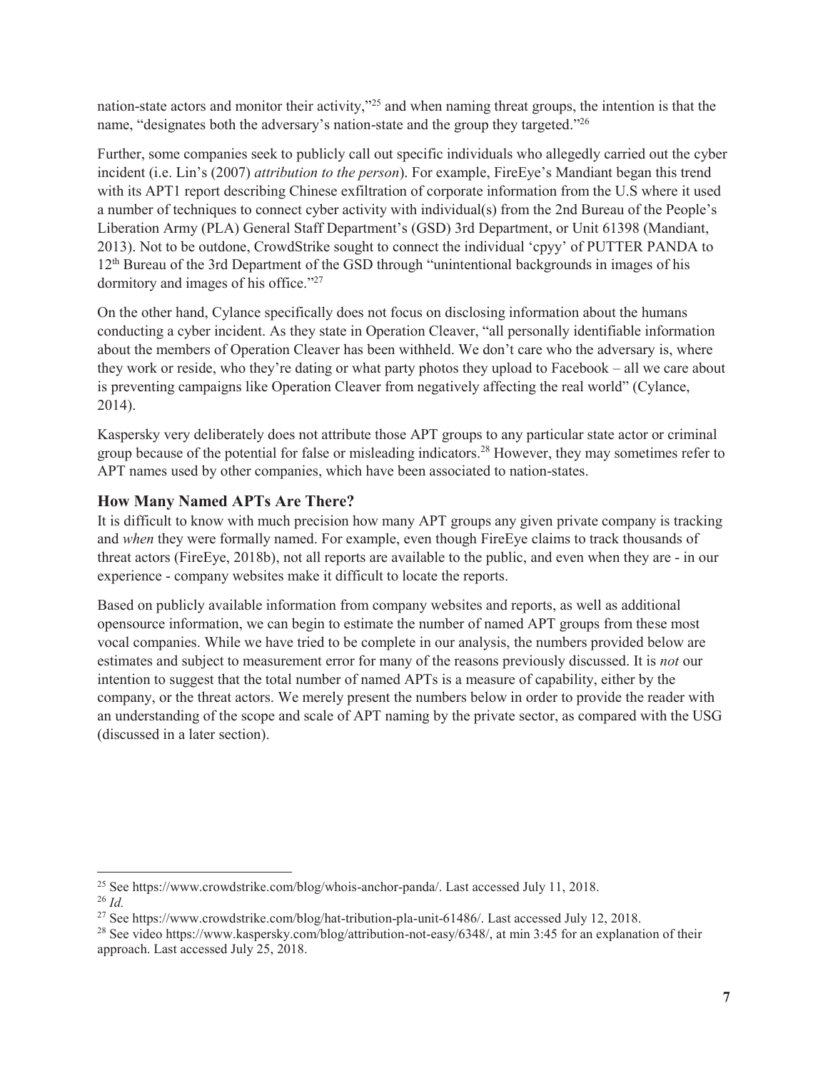nation-state actors and monitor their activity,"[25] and when naming threat groups, the intention is that the name, "designates both the adversary's nation-state and the group they targeted."[26]

Further, some companies seek to publicly call out specific individuals who allegedly carried out the cyber incident (i.e. Lin's (2007) *attribution to the person*). For example, FireEye's Mandiant began this trend with its APT1 report describing Chinese exfiltration of corporate information from the U.S where it used a number of techniques to connect cyber activity with individual(s) from the 2nd Bureau of the People's Liberation Army (PLA) General Staff Department's (GSD) 3rd Department, or Unit 61398 (Mandiant, 2013). Not to be outdone, CrowdStrike sought to connect the individual 'cpyy' of PUTTER PANDA to 12th Bureau of the 3rd Department of the GSD through "unintentional backgrounds in images of his dormitory and images of his office."[27]

On the other hand, Cylance specifically does not focus on disclosing information about the humans conducting a cyber incident. As they state in Operation Cleaver, "all personally identifiable information about the members of Operation Cleaver has been withheld. We don't care who the adversary is, where they work or reside, who they're dating or what party photos they upload to Facebook – all we care about is preventing campaigns like Operation Cleaver from negatively affecting the real world" (Cylance, 2014).

Kaspersky very deliberately does not attribute those APT groups to any particular state actor or criminal group because of the potential for false or misleading indicators.[28] However, they may sometimes refer to APT names used by other companies, which have been associated to nation-states.

## How Many Named APTs Are There?

It is difficult to know with much precision how many APT groups any given private company is tracking and *when* they were formally named. For example, even though FireEye claims to track thousands of threat actors (FireEye, 2018b), not all reports are available to the public, and even when they are - in our experience - company websites make it difficult to locate the reports.

Based on publicly available information from company websites and reports, as well as additional opensource information, we can begin to estimate the number of named APT groups from these most vocal companies. While we have tried to be complete in our analysis, the numbers provided below are estimates and subject to measurement error for many of the reasons previously discussed. It is *not* our intention to suggest that the total number of named APTs is a measure of capability, either by the company, or the threat actors. We merely present the numbers below in order to provide the reader with an understanding of the scope and scale of APT naming by the private sector, as compared with the USG (discussed in a later section).

---

[25] See https://www.crowdstrike.com/blog/whois-anchor-panda/. Last accessed July 11, 2018.

[26] *Id.*

[27] See https://www.crowdstrike.com/blog/hat-tribution-pla-unit-61486/. Last accessed July 12, 2018.

[28] See video https://www.kaspersky.com/blog/attribution-not-easy/6348/, at min 3:45 for an explanation of their approach. Last accessed July 25, 2018.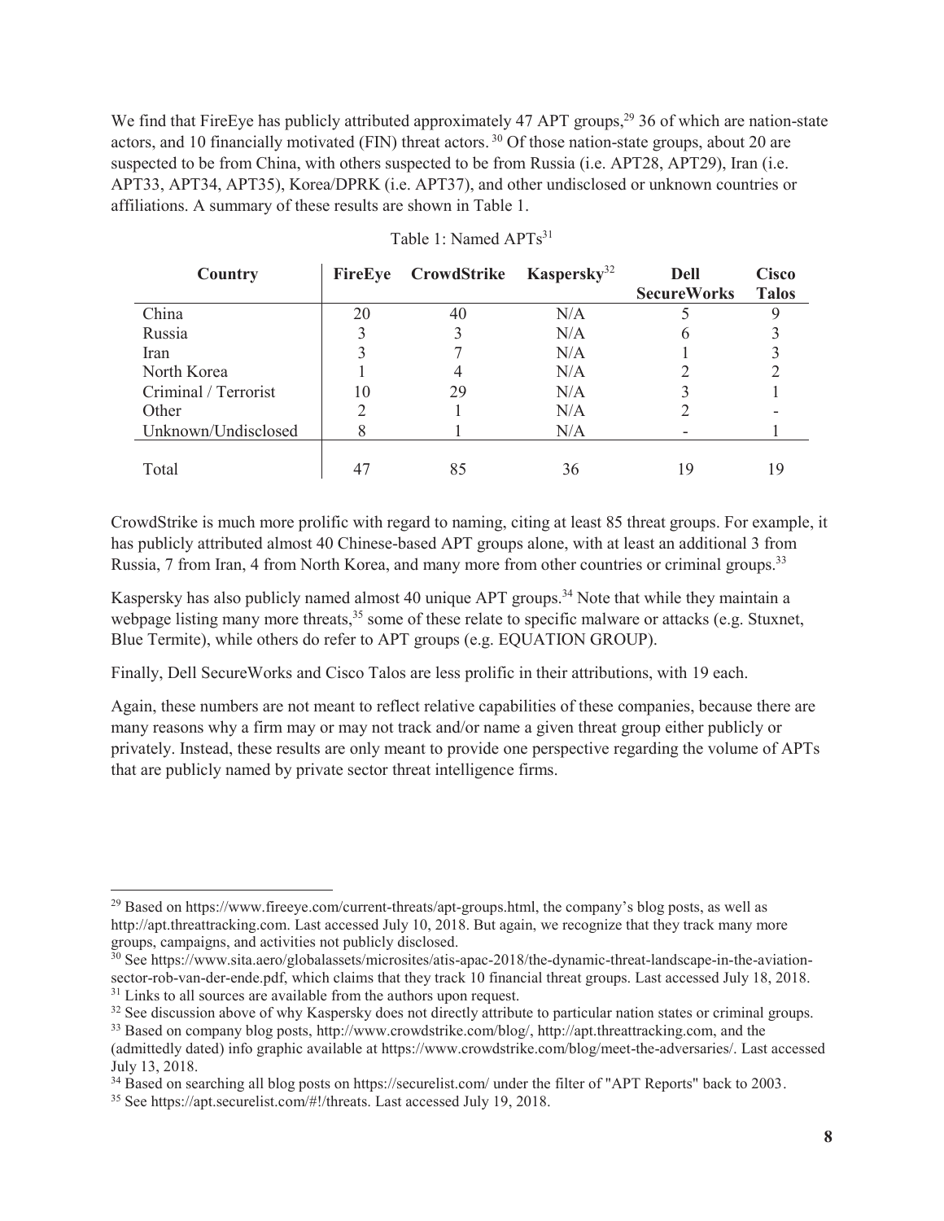We find that FireEye has publicly attributed approximately 47 APT groups,[29] 36 of which are nation-state actors, and 10 financially motivated (FIN) threat actors. [30] Of those nation-state groups, about 20 are suspected to be from China, with others suspected to be from Russia (i.e. APT28, APT29), Iran (i.e. APT33, APT34, APT35), Korea/DPRK (i.e. APT37), and other undisclosed or unknown countries or affiliations. A summary of these results are shown in Table 1.

Table 1: Named APTs[31]

| Country | FireEye | CrowdStrike | Kaspersky[32] | Dell SecureWorks | Cisco Talos |
|---|---|---|---|---|---|
| China | 20 | 40 | N/A | 5 | 9 |
| Russia | 3 | 3 | N/A | 6 | 3 |
| Iran | 3 | 7 | N/A | 1 | 3 |
| North Korea | 1 | 4 | N/A | 2 | 2 |
| Criminal / Terrorist | 10 | 29 | N/A | 3 | 1 |
| Other | 2 | 1 | N/A | 2 | - |
| Unknown/Undisclosed | 8 | 1 | N/A | - | 1 |
| Total | 47 | 85 | 36 | 19 | 19 |

CrowdStrike is much more prolific with regard to naming, citing at least 85 threat groups. For example, it has publicly attributed almost 40 Chinese-based APT groups alone, with at least an additional 3 from Russia, 7 from Iran, 4 from North Korea, and many more from other countries or criminal groups.[33]

Kaspersky has also publicly named almost 40 unique APT groups.[34] Note that while they maintain a webpage listing many more threats,[35] some of these relate to specific malware or attacks (e.g. Stuxnet, Blue Termite), while others do refer to APT groups (e.g. EQUATION GROUP).

Finally, Dell SecureWorks and Cisco Talos are less prolific in their attributions, with 19 each.

Again, these numbers are not meant to reflect relative capabilities of these companies, because there are many reasons why a firm may or may not track and/or name a given threat group either publicly or privately. Instead, these results are only meant to provide one perspective regarding the volume of APTs that are publicly named by private sector threat intelligence firms.

---

[29] Based on https://www.fireeye.com/current-threats/apt-groups.html, the company's blog posts, as well as http://apt.threattracking.com. Last accessed July 10, 2018. But again, we recognize that they track many more groups, campaigns, and activities not publicly disclosed.

[30] See https://www.sita.aero/globalassets/microsites/atis-apac-2018/the-dynamic-threat-landscape-in-the-aviation-sector-rob-van-der-ende.pdf, which claims that they track 10 financial threat groups. Last accessed July 18, 2018.

[31] Links to all sources are available from the authors upon request.

[32] See discussion above of why Kaspersky does not directly attribute to particular nation states or criminal groups.

[33] Based on company blog posts, http://www.crowdstrike.com/blog/, http://apt.threattracking.com, and the (admittedly dated) info graphic available at https://www.crowdstrike.com/blog/meet-the-adversaries/. Last accessed July 13, 2018.

[34] Based on searching all blog posts on https://securelist.com/ under the filter of "APT Reports" back to 2003.

[35] See https://apt.securelist.com/#!/threats. Last accessed July 19, 2018.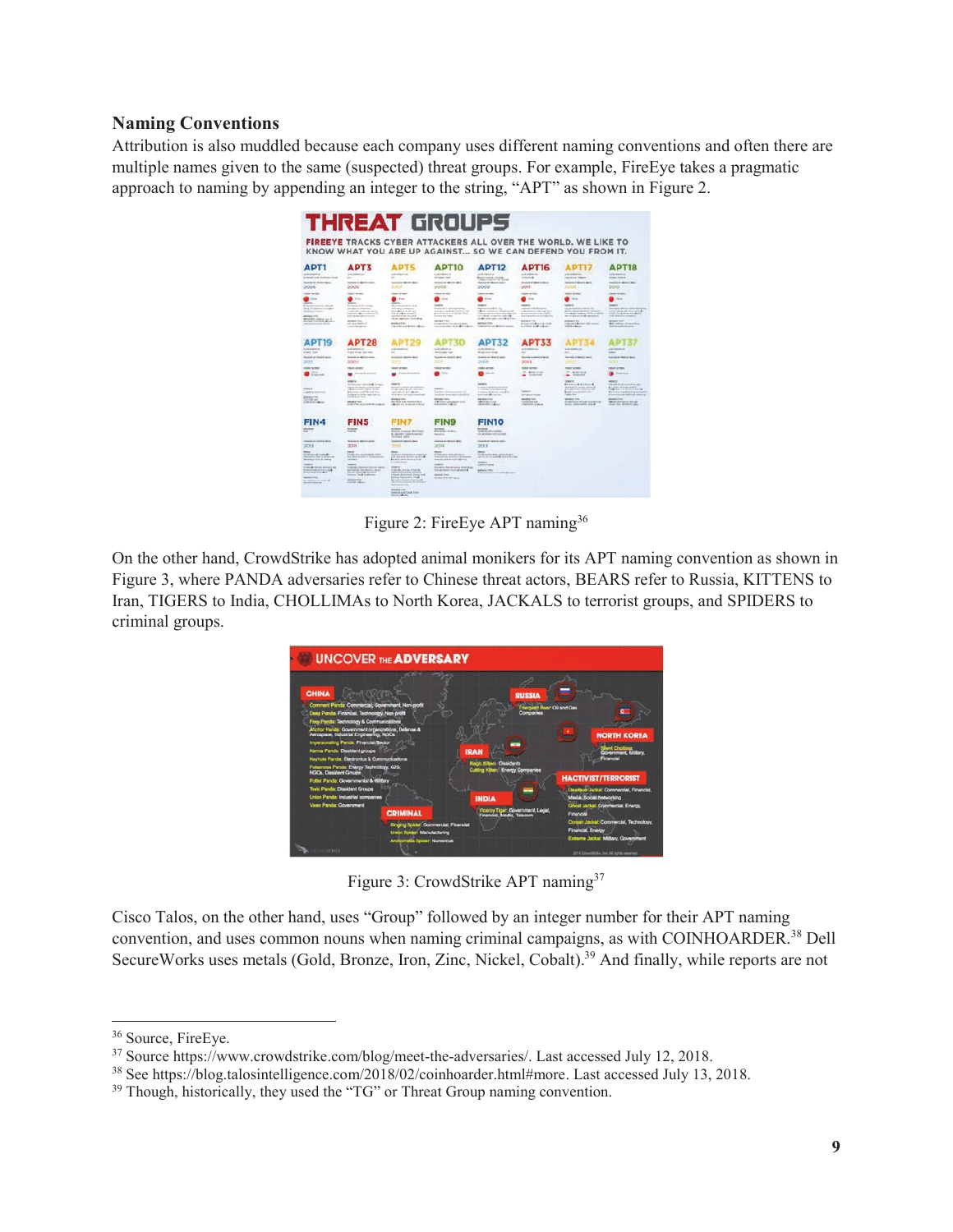## Naming Conventions

Attribution is also muddled because each company uses different naming conventions and often there are multiple names given to the same (suspected) threat groups. For example, FireEye takes a pragmatic approach to naming by appending an integer to the string, "APT" as shown in Figure 2.

Figure 2: FireEye APT naming[36]

On the other hand, CrowdStrike has adopted animal monikers for its APT naming convention as shown in Figure 3, where PANDA adversaries refer to Chinese threat actors, BEARS refer to Russia, KITTENS to Iran, TIGERS to India, CHOLLIMAs to North Korea, JACKALS to terrorist groups, and SPIDERS to criminal groups.

Figure 3: CrowdStrike APT naming[37]

Cisco Talos, on the other hand, uses "Group" followed by an integer number for their APT naming convention, and uses common nouns when naming criminal campaigns, as with COINHOARDER.[38] Dell SecureWorks uses metals (Gold, Bronze, Iron, Zinc, Nickel, Cobalt).[39] And finally, while reports are not

---

[36] Source, FireEye.

[37] Source https://www.crowdstrike.com/blog/meet-the-adversaries/. Last accessed July 12, 2018.

[38] See https://blog.talosintelligence.com/2018/02/coinhoarder.html#more. Last accessed July 13, 2018.

[39] Though, historically, they used the "TG" or Threat Group naming convention.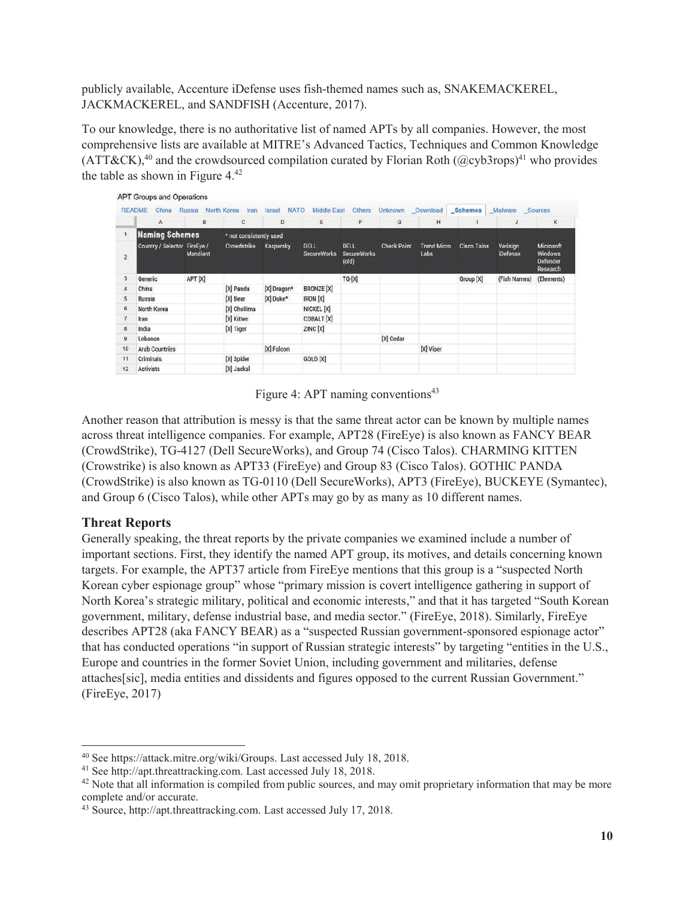publicly available, Accenture iDefense uses fish-themed names such as, SNAKEMACKEREL, JACKMACKEREL, and SANDFISH (Accenture, 2017).

To our knowledge, there is no authoritative list of named APTs by all companies. However, the most comprehensive lists are available at MITRE's Advanced Tactics, Techniques and Common Knowledge (ATT&CK),[40] and the crowdsourced compilation curated by Florian Roth (@cyb3rops)[41] who provides the table as shown in Figure 4.[42]

APT Groups and Operations

README | China | Russia | North Korea | Iran | Israel | NATO | Middle East | Others | Unknown | _Download | _Schemes | _Malware | _Sources

| | A | B | C | D | E | F | G | H | I | J | K |
|---|---|---|---|---|---|---|---|---|---|---|---|
| 1 | **Naming Schemes** | | * not consistently used | | | | | | | | |
| 2 | Country / Selector | FireEye / Mandiant | Crowdstrike | Kaspersky | DELL SecureWorks | DELL SecureWorks (old) | Check Point | Trend Micro Labs | Cisco Talos | Verisign iDefense | Microsoft Windows Defender Research |
| 3 | Generic | APT [X] | | | | TG-[X] | | | Group [X] | (Fish Names) | (Elements) |
| 4 | China | | [X] Panda | [X] Dragon* | BRONZE [X] | | | | | | |
| 5 | Russia | | [X] Bear | [X] Duke* | IRON [X] | | | | | | |
| 6 | North Korea | | [X] Chollima | | NICKEL [X] | | | | | | |
| 7 | Iran | | [X] Kitten | | COBALT [X] | | | | | | |
| 8 | India | | [X] Tiger | | ZINC [X] | | | | | | |
| 9 | Lebanon | | | | | | [X] Cedar | | | | |
| 10 | Arab Countries | | | [X] Falcon | | | | [X] Viper | | | |
| 11 | Criminals | | [X] Spider | | GOLD [X] | | | | | | |
| 12 | Activists | | [X] Jackal | | | | | | | | |

Figure 4: APT naming conventions[43]

Another reason that attribution is messy is that the same threat actor can be known by multiple names across threat intelligence companies. For example, APT28 (FireEye) is also known as FANCY BEAR (CrowdStrike), TG-4127 (Dell SecureWorks), and Group 74 (Cisco Talos). CHARMING KITTEN (Crowstrike) is also known as APT33 (FireEye) and Group 83 (Cisco Talos). GOTHIC PANDA (CrowdStrike) is also known as TG-0110 (Dell SecureWorks), APT3 (FireEye), BUCKEYE (Symantec), and Group 6 (Cisco Talos), while other APTs may go by as many as 10 different names.

### Threat Reports

Generally speaking, the threat reports by the private companies we examined include a number of important sections. First, they identify the named APT group, its motives, and details concerning known targets. For example, the APT37 article from FireEye mentions that this group is a "suspected North Korean cyber espionage group" whose "primary mission is covert intelligence gathering in support of North Korea's strategic military, political and economic interests," and that it has targeted "South Korean government, military, defense industrial base, and media sector." (FireEye, 2018). Similarly, FireEye describes APT28 (aka FANCY BEAR) as a "suspected Russian government-sponsored espionage actor" that has conducted operations "in support of Russian strategic interests" by targeting "entities in the U.S., Europe and countries in the former Soviet Union, including government and militaries, defense attaches[sic], media entities and dissidents and figures opposed to the current Russian Government." (FireEye, 2017)

---

[40] See https://attack.mitre.org/wiki/Groups. Last accessed July 18, 2018.

[41] See http://apt.threattracking.com. Last accessed July 18, 2018.

[42] Note that all information is compiled from public sources, and may omit proprietary information that may be more complete and/or accurate.

[43] Source, http://apt.threattracking.com. Last accessed July 17, 2018.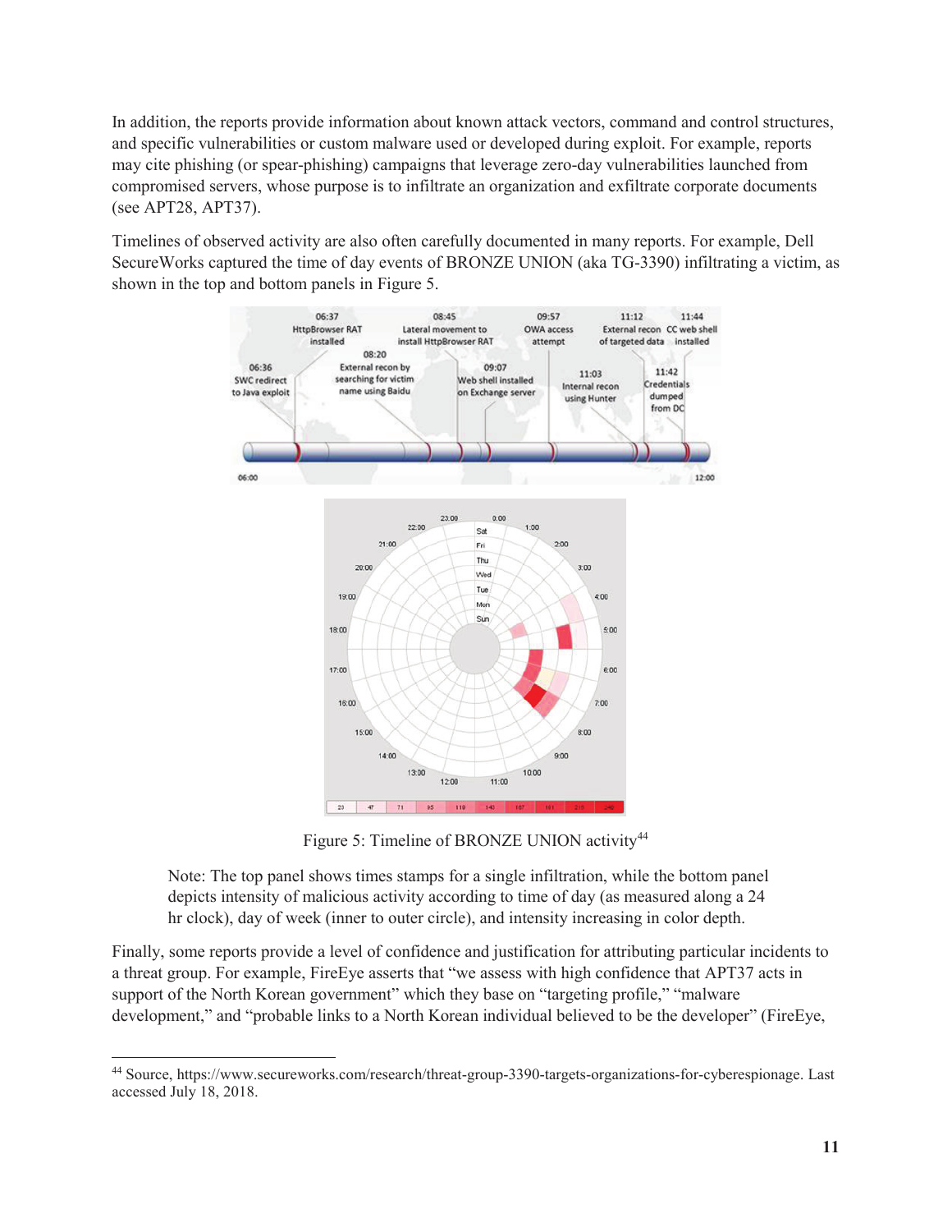In addition, the reports provide information about known attack vectors, command and control structures, and specific vulnerabilities or custom malware used or developed during exploit. For example, reports may cite phishing (or spear-phishing) campaigns that leverage zero-day vulnerabilities launched from compromised servers, whose purpose is to infiltrate an organization and exfiltrate corporate documents (see APT28, APT37).

Timelines of observed activity are also often carefully documented in many reports. For example, Dell SecureWorks captured the time of day events of BRONZE UNION (aka TG-3390) infiltrating a victim, as shown in the top and bottom panels in Figure 5.

Figure 5: Timeline of BRONZE UNION activity[44]

> Note: The top panel shows times stamps for a single infiltration, while the bottom panel depicts intensity of malicious activity according to time of day (as measured along a 24 hr clock), day of week (inner to outer circle), and intensity increasing in color depth.

Finally, some reports provide a level of confidence and justification for attributing particular incidents to a threat group. For example, FireEye asserts that "we assess with high confidence that APT37 acts in support of the North Korean government" which they base on "targeting profile," "malware development," and "probable links to a North Korean individual believed to be the developer" (FireEye,

---

[44] Source, https://www.secureworks.com/research/threat-group-3390-targets-organizations-for-cyberespionage. Last accessed July 18, 2018.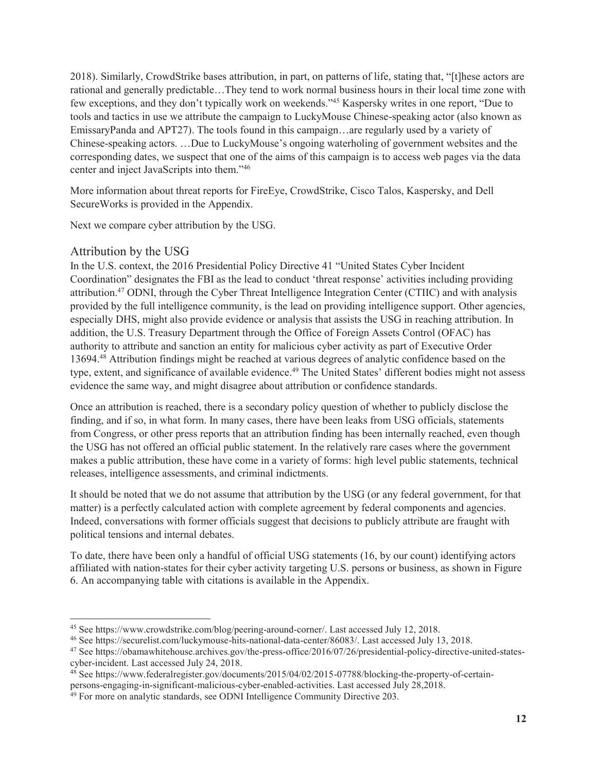2018). Similarly, CrowdStrike bases attribution, in part, on patterns of life, stating that, "[t]hese actors are rational and generally predictable…They tend to work normal business hours in their local time zone with few exceptions, and they don't typically work on weekends."[45] Kaspersky writes in one report, "Due to tools and tactics in use we attribute the campaign to LuckyMouse Chinese-speaking actor (also known as EmissaryPanda and APT27). The tools found in this campaign…are regularly used by a variety of Chinese-speaking actors. …Due to LuckyMouse's ongoing waterholing of government websites and the corresponding dates, we suspect that one of the aims of this campaign is to access web pages via the data center and inject JavaScripts into them."[46]

More information about threat reports for FireEye, CrowdStrike, Cisco Talos, Kaspersky, and Dell SecureWorks is provided in the Appendix.

Next we compare cyber attribution by the USG.

## Attribution by the USG

In the U.S. context, the 2016 Presidential Policy Directive 41 "United States Cyber Incident Coordination" designates the FBI as the lead to conduct 'threat response' activities including providing attribution.[47] ODNI, through the Cyber Threat Intelligence Integration Center (CTIIC) and with analysis provided by the full intelligence community, is the lead on providing intelligence support. Other agencies, especially DHS, might also provide evidence or analysis that assists the USG in reaching attribution. In addition, the U.S. Treasury Department through the Office of Foreign Assets Control (OFAC) has authority to attribute and sanction an entity for malicious cyber activity as part of Executive Order 13694.[48] Attribution findings might be reached at various degrees of analytic confidence based on the type, extent, and significance of available evidence.[49] The United States' different bodies might not assess evidence the same way, and might disagree about attribution or confidence standards.

Once an attribution is reached, there is a secondary policy question of whether to publicly disclose the finding, and if so, in what form. In many cases, there have been leaks from USG officials, statements from Congress, or other press reports that an attribution finding has been internally reached, even though the USG has not offered an official public statement. In the relatively rare cases where the government makes a public attribution, these have come in a variety of forms: high level public statements, technical releases, intelligence assessments, and criminal indictments.

It should be noted that we do not assume that attribution by the USG (or any federal government, for that matter) is a perfectly calculated action with complete agreement by federal components and agencies. Indeed, conversations with former officials suggest that decisions to publicly attribute are fraught with political tensions and internal debates.

To date, there have been only a handful of official USG statements (16, by our count) identifying actors affiliated with nation-states for their cyber activity targeting U.S. persons or business, as shown in Figure 6. An accompanying table with citations is available in the Appendix.

[45] See https://www.crowdstrike.com/blog/peering-around-corner/. Last accessed July 12, 2018.

[46] See https://securelist.com/luckymouse-hits-national-data-center/86083/. Last accessed July 13, 2018.

[47] See https://obamawhitehouse.archives.gov/the-press-office/2016/07/26/presidential-policy-directive-united-states-cyber-incident. Last accessed July 24, 2018.

[48] See https://www.federalregister.gov/documents/2015/04/02/2015-07788/blocking-the-property-of-certain-persons-engaging-in-significant-malicious-cyber-enabled-activities. Last accessed July 28,2018.

[49] For more on analytic standards, see ODNI Intelligence Community Directive 203.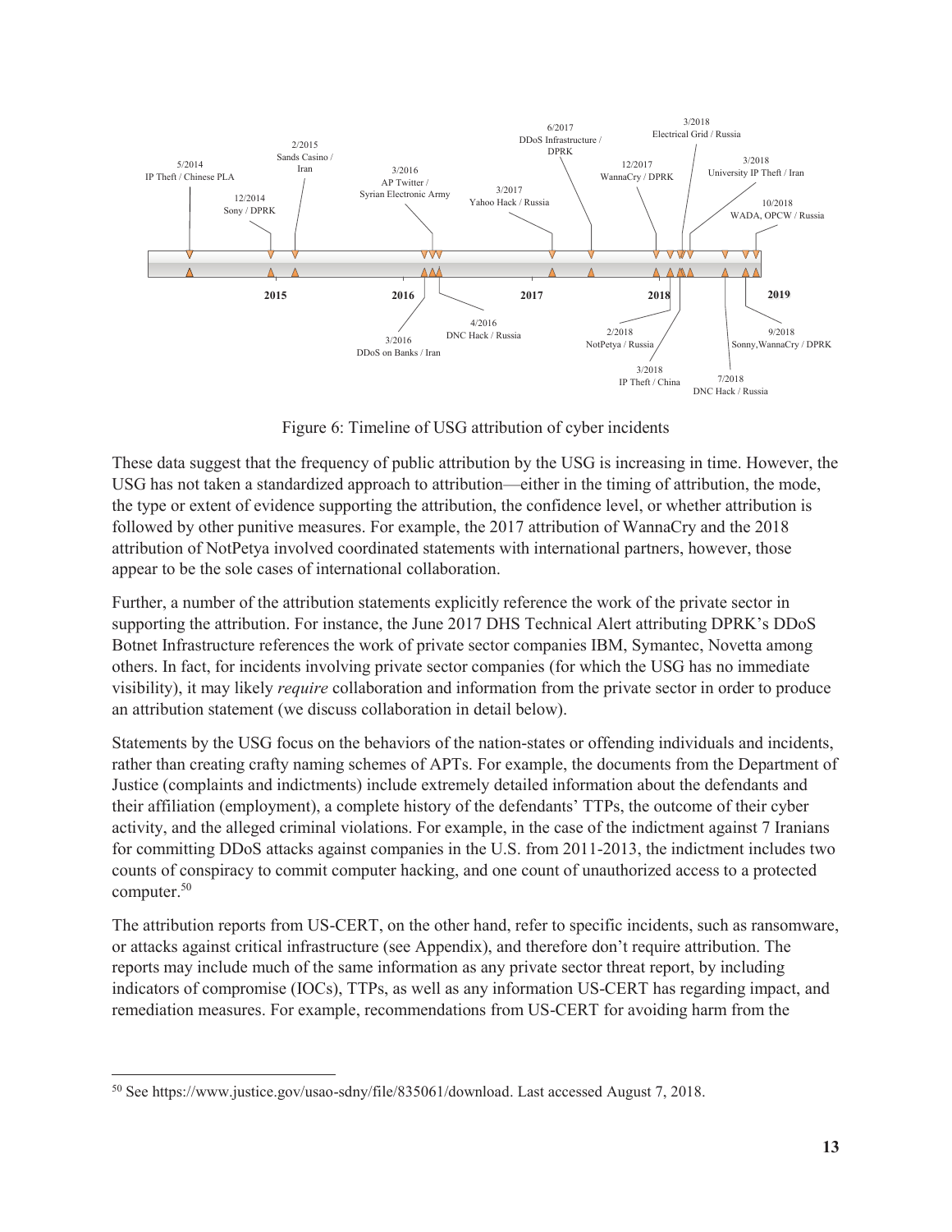5/2014
IP Theft / Chinese PLA

12/2014
Sony / DPRK

2/2015
Sands Casino / Iran

3/2016
AP Twitter / Syrian Electronic Army

3/2017
Yahoo Hack / Russia

6/2017
DDoS Infrastructure / DPRK

12/2017
WannaCry / DPRK

3/2018
Electrical Grid / Russia

3/2018
University IP Theft / Iran

10/2018
WADA, OPCW / Russia

2015 2016 2017 2018 2019

3/2016
DDoS on Banks / Iran

4/2016
DNC Hack / Russia

2/2018
NotPetya / Russia

3/2018
IP Theft / China

7/2018
DNC Hack / Russia

9/2018
Sonny,WannaCry / DPRK

Figure 6: Timeline of USG attribution of cyber incidents

These data suggest that the frequency of public attribution by the USG is increasing in time. However, the USG has not taken a standardized approach to attribution—either in the timing of attribution, the mode, the type or extent of evidence supporting the attribution, the confidence level, or whether attribution is followed by other punitive measures. For example, the 2017 attribution of WannaCry and the 2018 attribution of NotPetya involved coordinated statements with international partners, however, those appear to be the sole cases of international collaboration.

Further, a number of the attribution statements explicitly reference the work of the private sector in supporting the attribution. For instance, the June 2017 DHS Technical Alert attributing DPRK's DDoS Botnet Infrastructure references the work of private sector companies IBM, Symantec, Novetta among others. In fact, for incidents involving private sector companies (for which the USG has no immediate visibility), it may likely *require* collaboration and information from the private sector in order to produce an attribution statement (we discuss collaboration in detail below).

Statements by the USG focus on the behaviors of the nation-states or offending individuals and incidents, rather than creating crafty naming schemes of APTs. For example, the documents from the Department of Justice (complaints and indictments) include extremely detailed information about the defendants and their affiliation (employment), a complete history of the defendants' TTPs, the outcome of their cyber activity, and the alleged criminal violations. For example, in the case of the indictment against 7 Iranians for committing DDoS attacks against companies in the U.S. from 2011-2013, the indictment includes two counts of conspiracy to commit computer hacking, and one count of unauthorized access to a protected computer.[50]

The attribution reports from US-CERT, on the other hand, refer to specific incidents, such as ransomware, or attacks against critical infrastructure (see Appendix), and therefore don't require attribution. The reports may include much of the same information as any private sector threat report, by including indicators of compromise (IOCs), TTPs, as well as any information US-CERT has regarding impact, and remediation measures. For example, recommendations from US-CERT for avoiding harm from the

[50] See https://www.justice.gov/usao-sdny/file/835061/download. Last accessed August 7, 2018.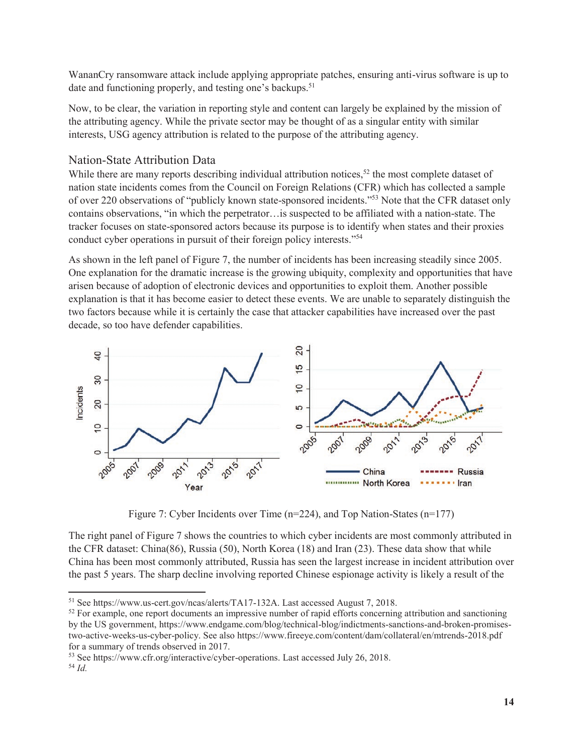WananCry ransomware attack include applying appropriate patches, ensuring anti-virus software is up to date and functioning properly, and testing one's backups.[51]

Now, to be clear, the variation in reporting style and content can largely be explained by the mission of the attributing agency. While the private sector may be thought of as a singular entity with similar interests, USG agency attribution is related to the purpose of the attributing agency.

## Nation-State Attribution Data

While there are many reports describing individual attribution notices,[52] the most complete dataset of nation state incidents comes from the Council on Foreign Relations (CFR) which has collected a sample of over 220 observations of "publicly known state-sponsored incidents."[53] Note that the CFR dataset only contains observations, "in which the perpetrator…is suspected to be affiliated with a nation-state. The tracker focuses on state-sponsored actors because its purpose is to identify when states and their proxies conduct cyber operations in pursuit of their foreign policy interests."[54]

As shown in the left panel of Figure 7, the number of incidents has been increasing steadily since 2005. One explanation for the dramatic increase is the growing ubiquity, complexity and opportunities that have arisen because of adoption of electronic devices and opportunities to exploit them. Another possible explanation is that it has become easier to detect these events. We are unable to separately distinguish the two factors because while it is certainly the case that attacker capabilities have increased over the past decade, so too have defender capabilities.

Figure 7: Cyber Incidents over Time (n=224), and Top Nation-States (n=177)

The right panel of Figure 7 shows the countries to which cyber incidents are most commonly attributed in the CFR dataset: China(86), Russia (50), North Korea (18) and Iran (23). These data show that while China has been most commonly attributed, Russia has seen the largest increase in incident attribution over the past 5 years. The sharp decline involving reported Chinese espionage activity is likely a result of the

---

[51] See https://www.us-cert.gov/ncas/alerts/TA17-132A. Last accessed August 7, 2018.

[52] For example, one report documents an impressive number of rapid efforts concerning attribution and sanctioning by the US government, https://www.endgame.com/blog/technical-blog/indictments-sanctions-and-broken-promises-two-active-weeks-us-cyber-policy. See also https://www.fireeye.com/content/dam/collateral/en/mtrends-2018.pdf for a summary of trends observed in 2017.

[53] See https://www.cfr.org/interactive/cyber-operations. Last accessed July 26, 2018.

[54] *Id.*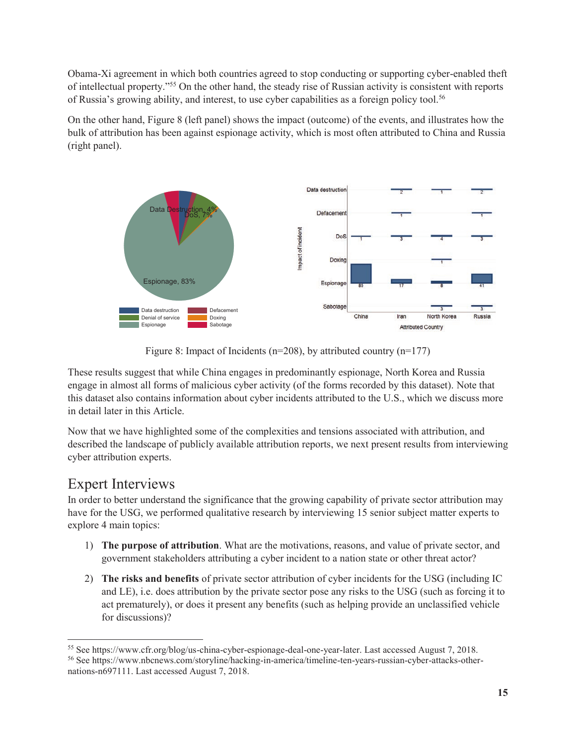Obama-Xi agreement in which both countries agreed to stop conducting or supporting cyber-enabled theft of intellectual property."[55] On the other hand, the steady rise of Russian activity is consistent with reports of Russia's growing ability, and interest, to use cyber capabilities as a foreign policy tool.[56]

On the other hand, Figure 8 (left panel) shows the impact (outcome) of the events, and illustrates how the bulk of attribution has been against espionage activity, which is most often attributed to China and Russia (right panel).

Figure 8: Impact of Incidents (n=208), by attributed country (n=177)

These results suggest that while China engages in predominantly espionage, North Korea and Russia engage in almost all forms of malicious cyber activity (of the forms recorded by this dataset). Note that this dataset also contains information about cyber incidents attributed to the U.S., which we discuss more in detail later in this Article.

Now that we have highlighted some of the complexities and tensions associated with attribution, and described the landscape of publicly available attribution reports, we next present results from interviewing cyber attribution experts.

## Expert Interviews

In order to better understand the significance that the growing capability of private sector attribution may have for the USG, we performed qualitative research by interviewing 15 senior subject matter experts to explore 4 main topics:

1) **The purpose of attribution**. What are the motivations, reasons, and value of private sector, and government stakeholders attributing a cyber incident to a nation state or other threat actor?

2) **The risks and benefits** of private sector attribution of cyber incidents for the USG (including IC and LE), i.e. does attribution by the private sector pose any risks to the USG (such as forcing it to act prematurely), or does it present any benefits (such as helping provide an unclassified vehicle for discussions)?

---

[55] See https://www.cfr.org/blog/us-china-cyber-espionage-deal-one-year-later. Last accessed August 7, 2018.

[56] See https://www.nbcnews.com/storyline/hacking-in-america/timeline-ten-years-russian-cyber-attacks-other-nations-n697111. Last accessed August 7, 2018.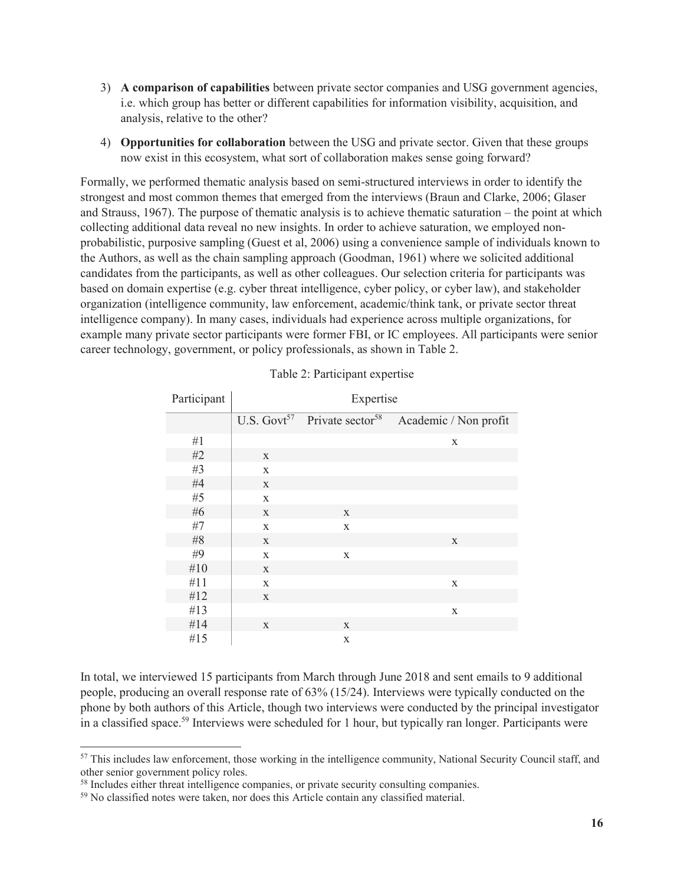3) **A comparison of capabilities** between private sector companies and USG government agencies, i.e. which group has better or different capabilities for information visibility, acquisition, and analysis, relative to the other?

4) **Opportunities for collaboration** between the USG and private sector. Given that these groups now exist in this ecosystem, what sort of collaboration makes sense going forward?

Formally, we performed thematic analysis based on semi-structured interviews in order to identify the strongest and most common themes that emerged from the interviews (Braun and Clarke, 2006; Glaser and Strauss, 1967). The purpose of thematic analysis is to achieve thematic saturation – the point at which collecting additional data reveal no new insights. In order to achieve saturation, we employed non-probabilistic, purposive sampling (Guest et al, 2006) using a convenience sample of individuals known to the Authors, as well as the chain sampling approach (Goodman, 1961) where we solicited additional candidates from the participants, as well as other colleagues. Our selection criteria for participants was based on domain expertise (e.g. cyber threat intelligence, cyber policy, or cyber law), and stakeholder organization (intelligence community, law enforcement, academic/think tank, or private sector threat intelligence company). In many cases, individuals had experience across multiple organizations, for example many private sector participants were former FBI, or IC employees. All participants were senior career technology, government, or policy professionals, as shown in Table 2.

Table 2: Participant expertise

| Participant | Expertise | | |
|---|---|---|---|
| | U.S. Govt[57] | Private sector[58] | Academic / Non profit |
| #1 | | | x |
| #2 | x | | |
| #3 | x | | |
| #4 | x | | |
| #5 | x | | |
| #6 | x | x | |
| #7 | x | x | |
| #8 | x | | x |
| #9 | x | x | |
| #10 | x | | |
| #11 | x | | x |
| #12 | x | | |
| #13 | | | x |
| #14 | x | x | |
| #15 | | x | |

In total, we interviewed 15 participants from March through June 2018 and sent emails to 9 additional people, producing an overall response rate of 63% (15/24). Interviews were typically conducted on the phone by both authors of this Article, though two interviews were conducted by the principal investigator in a classified space.[59] Interviews were scheduled for 1 hour, but typically ran longer. Participants were

[57] This includes law enforcement, those working in the intelligence community, National Security Council staff, and other senior government policy roles.

[58] Includes either threat intelligence companies, or private security consulting companies.

[59] No classified notes were taken, nor does this Article contain any classified material.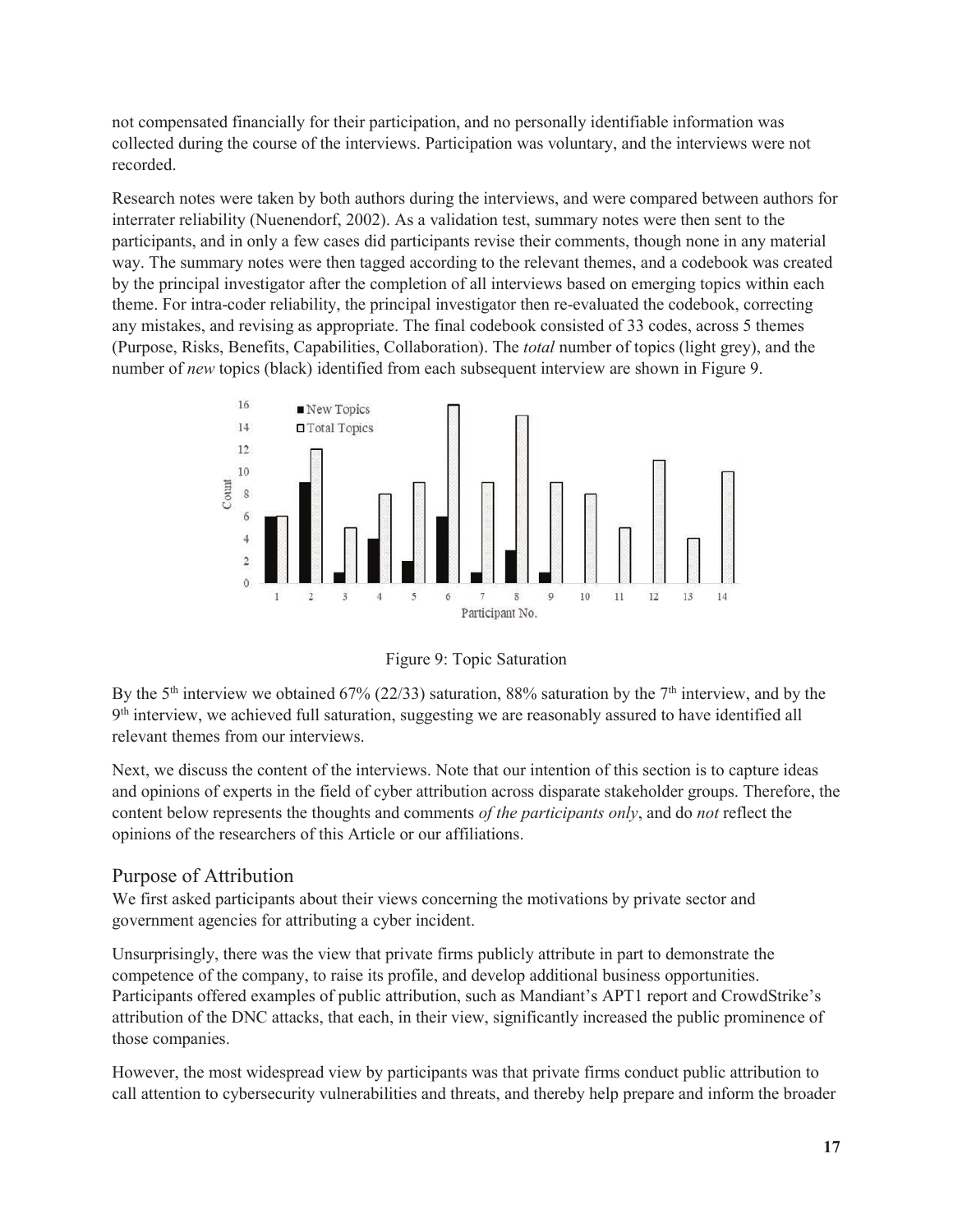not compensated financially for their participation, and no personally identifiable information was collected during the course of the interviews. Participation was voluntary, and the interviews were not recorded.

Research notes were taken by both authors during the interviews, and were compared between authors for interrater reliability (Nuenendorf, 2002). As a validation test, summary notes were then sent to the participants, and in only a few cases did participants revise their comments, though none in any material way. The summary notes were then tagged according to the relevant themes, and a codebook was created by the principal investigator after the completion of all interviews based on emerging topics within each theme. For intra-coder reliability, the principal investigator then re-evaluated the codebook, correcting any mistakes, and revising as appropriate. The final codebook consisted of 33 codes, across 5 themes (Purpose, Risks, Benefits, Capabilities, Collaboration). The *total* number of topics (light grey), and the number of *new* topics (black) identified from each subsequent interview are shown in Figure 9.

Figure 9: Topic Saturation

By the 5th interview we obtained 67% (22/33) saturation, 88% saturation by the 7th interview, and by the 9th interview, we achieved full saturation, suggesting we are reasonably assured to have identified all relevant themes from our interviews.

Next, we discuss the content of the interviews. Note that our intention of this section is to capture ideas and opinions of experts in the field of cyber attribution across disparate stakeholder groups. Therefore, the content below represents the thoughts and comments *of the participants only*, and do *not* reflect the opinions of the researchers of this Article or our affiliations.

## Purpose of Attribution

We first asked participants about their views concerning the motivations by private sector and government agencies for attributing a cyber incident.

Unsurprisingly, there was the view that private firms publicly attribute in part to demonstrate the competence of the company, to raise its profile, and develop additional business opportunities. Participants offered examples of public attribution, such as Mandiant's APT1 report and CrowdStrike's attribution of the DNC attacks, that each, in their view, significantly increased the public prominence of those companies.

However, the most widespread view by participants was that private firms conduct public attribution to call attention to cybersecurity vulnerabilities and threats, and thereby help prepare and inform the broader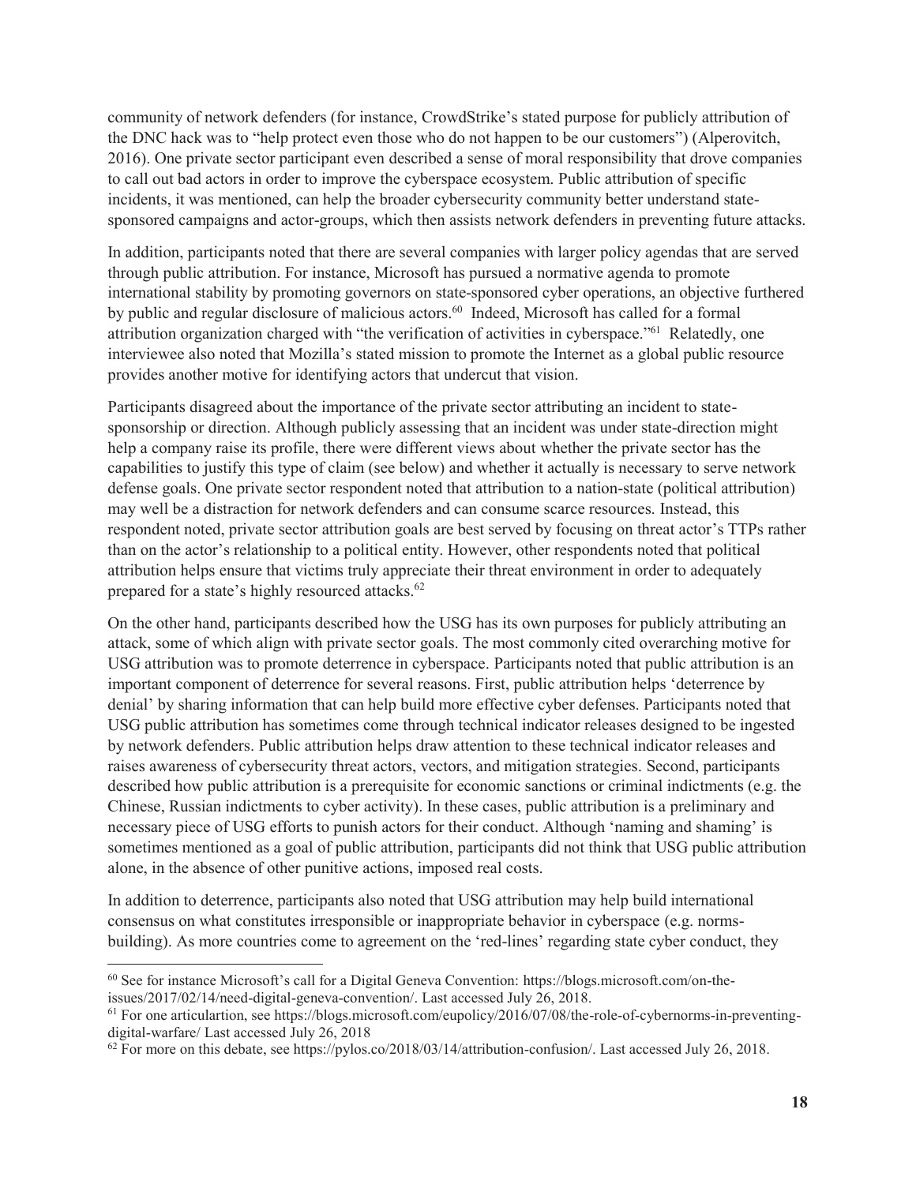community of network defenders (for instance, CrowdStrike's stated purpose for publicly attribution of the DNC hack was to "help protect even those who do not happen to be our customers") (Alperovitch, 2016). One private sector participant even described a sense of moral responsibility that drove companies to call out bad actors in order to improve the cyberspace ecosystem. Public attribution of specific incidents, it was mentioned, can help the broader cybersecurity community better understand state-sponsored campaigns and actor-groups, which then assists network defenders in preventing future attacks.

In addition, participants noted that there are several companies with larger policy agendas that are served through public attribution. For instance, Microsoft has pursued a normative agenda to promote international stability by promoting governors on state-sponsored cyber operations, an objective furthered by public and regular disclosure of malicious actors.[60] Indeed, Microsoft has called for a formal attribution organization charged with "the verification of activities in cyberspace."[61] Relatedly, one interviewee also noted that Mozilla's stated mission to promote the Internet as a global public resource provides another motive for identifying actors that undercut that vision.

Participants disagreed about the importance of the private sector attributing an incident to state-sponsorship or direction. Although publicly assessing that an incident was under state-direction might help a company raise its profile, there were different views about whether the private sector has the capabilities to justify this type of claim (see below) and whether it actually is necessary to serve network defense goals. One private sector respondent noted that attribution to a nation-state (political attribution) may well be a distraction for network defenders and can consume scarce resources. Instead, this respondent noted, private sector attribution goals are best served by focusing on threat actor's TTPs rather than on the actor's relationship to a political entity. However, other respondents noted that political attribution helps ensure that victims truly appreciate their threat environment in order to adequately prepared for a state's highly resourced attacks.[62]

On the other hand, participants described how the USG has its own purposes for publicly attributing an attack, some of which align with private sector goals. The most commonly cited overarching motive for USG attribution was to promote deterrence in cyberspace. Participants noted that public attribution is an important component of deterrence for several reasons. First, public attribution helps 'deterrence by denial' by sharing information that can help build more effective cyber defenses. Participants noted that USG public attribution has sometimes come through technical indicator releases designed to be ingested by network defenders. Public attribution helps draw attention to these technical indicator releases and raises awareness of cybersecurity threat actors, vectors, and mitigation strategies. Second, participants described how public attribution is a prerequisite for economic sanctions or criminal indictments (e.g. the Chinese, Russian indictments to cyber activity). In these cases, public attribution is a preliminary and necessary piece of USG efforts to punish actors for their conduct. Although 'naming and shaming' is sometimes mentioned as a goal of public attribution, participants did not think that USG public attribution alone, in the absence of other punitive actions, imposed real costs.

In addition to deterrence, participants also noted that USG attribution may help build international consensus on what constitutes irresponsible or inappropriate behavior in cyberspace (e.g. norms-building). As more countries come to agreement on the 'red-lines' regarding state cyber conduct, they

---

[60] See for instance Microsoft's call for a Digital Geneva Convention: https://blogs.microsoft.com/on-the-issues/2017/02/14/need-digital-geneva-convention/. Last accessed July 26, 2018.

[61] For one articulartion, see https://blogs.microsoft.com/eupolicy/2016/07/08/the-role-of-cybernorms-in-preventing-digital-warfare/ Last accessed July 26, 2018

[62] For more on this debate, see https://pylos.co/2018/03/14/attribution-confusion/. Last accessed July 26, 2018.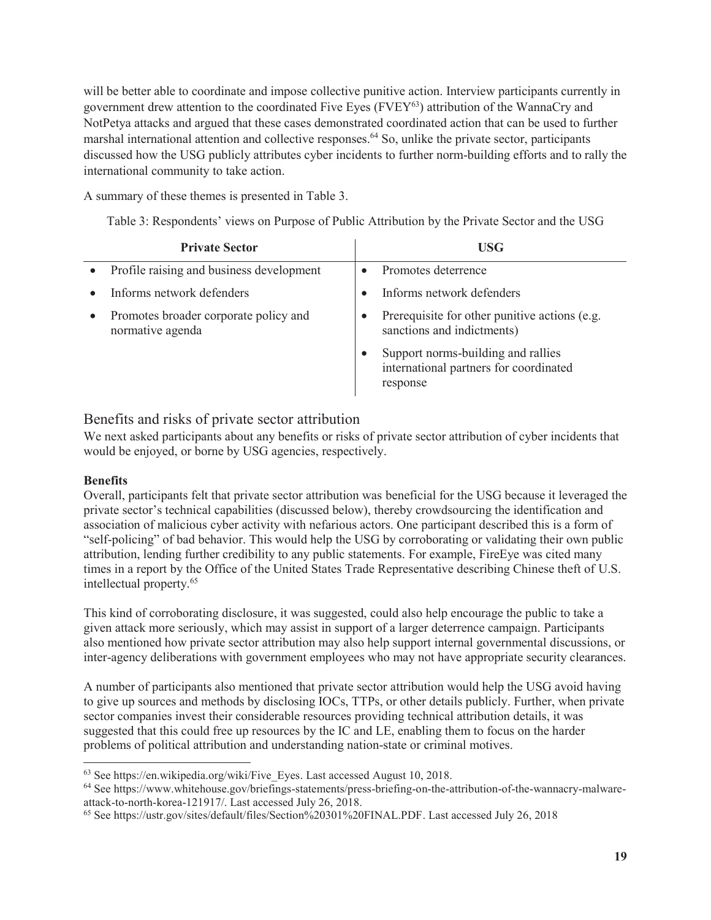will be better able to coordinate and impose collective punitive action. Interview participants currently in government drew attention to the coordinated Five Eyes (FVEY[63]) attribution of the WannaCry and NotPetya attacks and argued that these cases demonstrated coordinated action that can be used to further marshal international attention and collective responses.[64] So, unlike the private sector, participants discussed how the USG publicly attributes cyber incidents to further norm-building efforts and to rally the international community to take action.

A summary of these themes is presented in Table 3.

Table 3: Respondents' views on Purpose of Public Attribution by the Private Sector and the USG

| Private Sector | USG |
|---|---|
| • Profile raising and business development | • Promotes deterrence |
| • Informs network defenders | • Informs network defenders |
| • Promotes broader corporate policy and normative agenda | • Prerequisite for other punitive actions (e.g. sanctions and indictments) |
| | • Support norms-building and rallies international partners for coordinated response |

## Benefits and risks of private sector attribution

We next asked participants about any benefits or risks of private sector attribution of cyber incidents that would be enjoyed, or borne by USG agencies, respectively.

**Benefits**

Overall, participants felt that private sector attribution was beneficial for the USG because it leveraged the private sector's technical capabilities (discussed below), thereby crowdsourcing the identification and association of malicious cyber activity with nefarious actors. One participant described this is a form of "self-policing" of bad behavior. This would help the USG by corroborating or validating their own public attribution, lending further credibility to any public statements. For example, FireEye was cited many times in a report by the Office of the United States Trade Representative describing Chinese theft of U.S. intellectual property.[65]

This kind of corroborating disclosure, it was suggested, could also help encourage the public to take a given attack more seriously, which may assist in support of a larger deterrence campaign. Participants also mentioned how private sector attribution may also help support internal governmental discussions, or inter-agency deliberations with government employees who may not have appropriate security clearances.

A number of participants also mentioned that private sector attribution would help the USG avoid having to give up sources and methods by disclosing IOCs, TTPs, or other details publicly. Further, when private sector companies invest their considerable resources providing technical attribution details, it was suggested that this could free up resources by the IC and LE, enabling them to focus on the harder problems of political attribution and understanding nation-state or criminal motives.

[63] See https://en.wikipedia.org/wiki/Five_Eyes. Last accessed August 10, 2018.

[64] See https://www.whitehouse.gov/briefings-statements/press-briefing-on-the-attribution-of-the-wannacry-malware-attack-to-north-korea-121917/. Last accessed July 26, 2018.

[65] See https://ustr.gov/sites/default/files/Section%20301%20FINAL.PDF. Last accessed July 26, 2018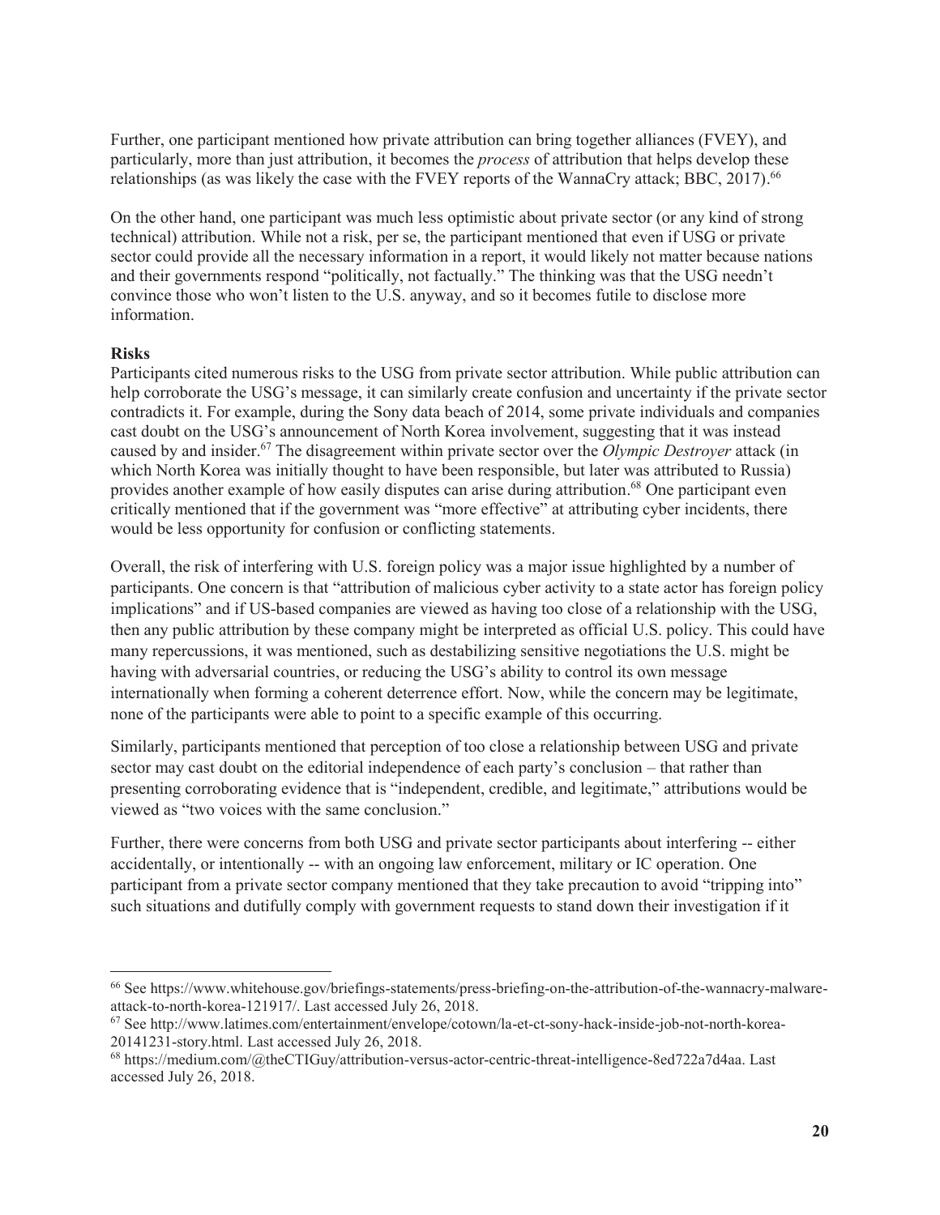Further, one participant mentioned how private attribution can bring together alliances (FVEY), and particularly, more than just attribution, it becomes the *process* of attribution that helps develop these relationships (as was likely the case with the FVEY reports of the WannaCry attack; BBC, 2017).[66]

On the other hand, one participant was much less optimistic about private sector (or any kind of strong technical) attribution. While not a risk, per se, the participant mentioned that even if USG or private sector could provide all the necessary information in a report, it would likely not matter because nations and their governments respond "politically, not factually." The thinking was that the USG needn't convince those who won't listen to the U.S. anyway, and so it becomes futile to disclose more information.

**Risks**

Participants cited numerous risks to the USG from private sector attribution. While public attribution can help corroborate the USG's message, it can similarly create confusion and uncertainty if the private sector contradicts it. For example, during the Sony data beach of 2014, some private individuals and companies cast doubt on the USG's announcement of North Korea involvement, suggesting that it was instead caused by and insider.[67] The disagreement within private sector over the *Olympic Destroyer* attack (in which North Korea was initially thought to have been responsible, but later was attributed to Russia) provides another example of how easily disputes can arise during attribution.[68] One participant even critically mentioned that if the government was "more effective" at attributing cyber incidents, there would be less opportunity for confusion or conflicting statements.

Overall, the risk of interfering with U.S. foreign policy was a major issue highlighted by a number of participants. One concern is that "attribution of malicious cyber activity to a state actor has foreign policy implications" and if US-based companies are viewed as having too close of a relationship with the USG, then any public attribution by these company might be interpreted as official U.S. policy. This could have many repercussions, it was mentioned, such as destabilizing sensitive negotiations the U.S. might be having with adversarial countries, or reducing the USG's ability to control its own message internationally when forming a coherent deterrence effort. Now, while the concern may be legitimate, none of the participants were able to point to a specific example of this occurring.

Similarly, participants mentioned that perception of too close a relationship between USG and private sector may cast doubt on the editorial independence of each party's conclusion – that rather than presenting corroborating evidence that is "independent, credible, and legitimate," attributions would be viewed as "two voices with the same conclusion."

Further, there were concerns from both USG and private sector participants about interfering -- either accidentally, or intentionally -- with an ongoing law enforcement, military or IC operation. One participant from a private sector company mentioned that they take precaution to avoid "tripping into" such situations and dutifully comply with government requests to stand down their investigation if it

---

[66] See https://www.whitehouse.gov/briefings-statements/press-briefing-on-the-attribution-of-the-wannacry-malware-attack-to-north-korea-121917/. Last accessed July 26, 2018.

[67] See http://www.latimes.com/entertainment/envelope/cotown/la-et-ct-sony-hack-inside-job-not-north-korea-20141231-story.html. Last accessed July 26, 2018.

[68] https://medium.com/@theCTIGuy/attribution-versus-actor-centric-threat-intelligence-8ed722a7d4aa. Last accessed July 26, 2018.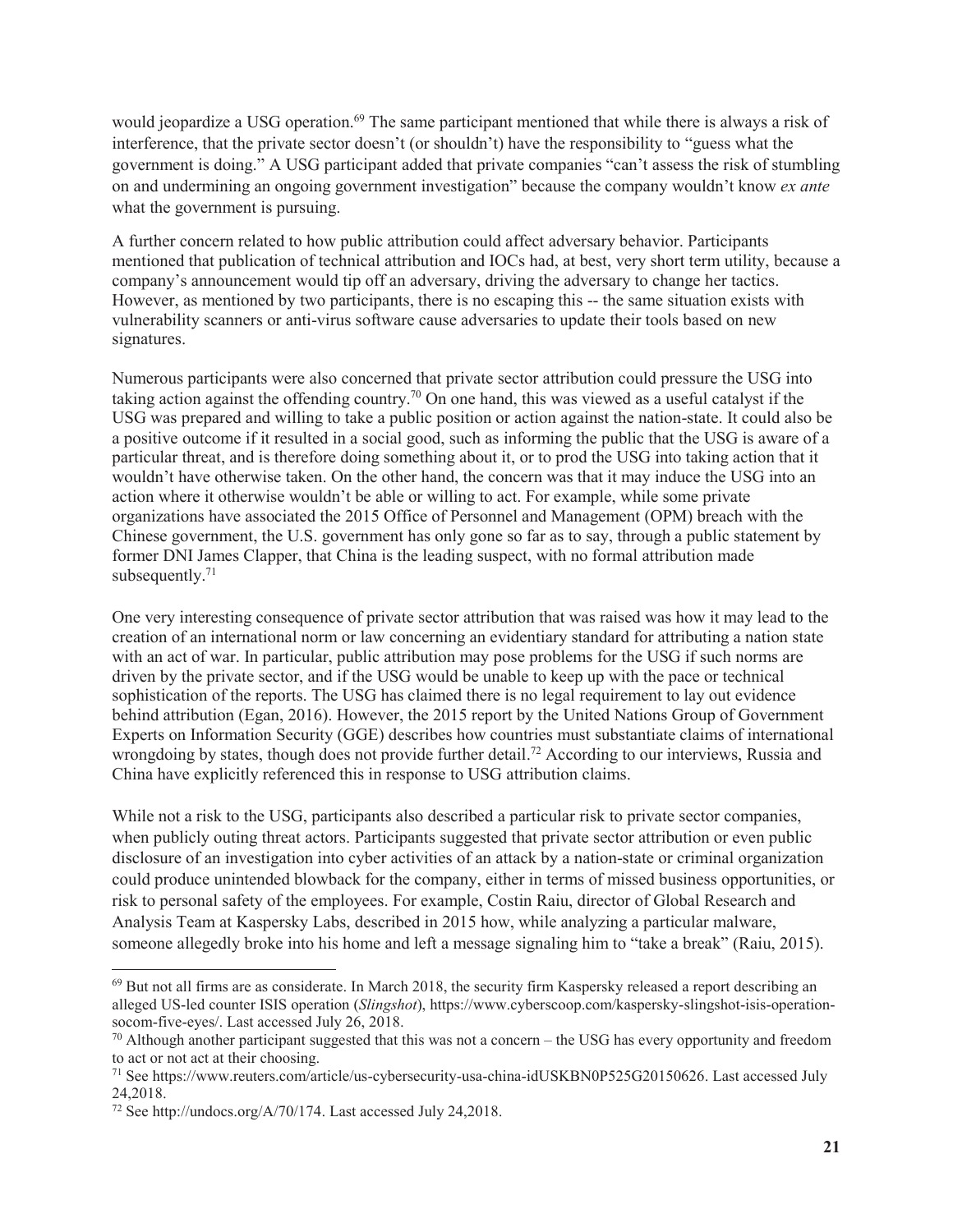would jeopardize a USG operation.[69] The same participant mentioned that while there is always a risk of interference, that the private sector doesn't (or shouldn't) have the responsibility to "guess what the government is doing." A USG participant added that private companies "can't assess the risk of stumbling on and undermining an ongoing government investigation" because the company wouldn't know *ex ante* what the government is pursuing.

A further concern related to how public attribution could affect adversary behavior. Participants mentioned that publication of technical attribution and IOCs had, at best, very short term utility, because a company's announcement would tip off an adversary, driving the adversary to change her tactics. However, as mentioned by two participants, there is no escaping this -- the same situation exists with vulnerability scanners or anti-virus software cause adversaries to update their tools based on new signatures.

Numerous participants were also concerned that private sector attribution could pressure the USG into taking action against the offending country.[70] On one hand, this was viewed as a useful catalyst if the USG was prepared and willing to take a public position or action against the nation-state. It could also be a positive outcome if it resulted in a social good, such as informing the public that the USG is aware of a particular threat, and is therefore doing something about it, or to prod the USG into taking action that it wouldn't have otherwise taken. On the other hand, the concern was that it may induce the USG into an action where it otherwise wouldn't be able or willing to act. For example, while some private organizations have associated the 2015 Office of Personnel and Management (OPM) breach with the Chinese government, the U.S. government has only gone so far as to say, through a public statement by former DNI James Clapper, that China is the leading suspect, with no formal attribution made subsequently.[71]

One very interesting consequence of private sector attribution that was raised was how it may lead to the creation of an international norm or law concerning an evidentiary standard for attributing a nation state with an act of war. In particular, public attribution may pose problems for the USG if such norms are driven by the private sector, and if the USG would be unable to keep up with the pace or technical sophistication of the reports. The USG has claimed there is no legal requirement to lay out evidence behind attribution (Egan, 2016). However, the 2015 report by the United Nations Group of Government Experts on Information Security (GGE) describes how countries must substantiate claims of international wrongdoing by states, though does not provide further detail.[72] According to our interviews, Russia and China have explicitly referenced this in response to USG attribution claims.

While not a risk to the USG, participants also described a particular risk to private sector companies, when publicly outing threat actors. Participants suggested that private sector attribution or even public disclosure of an investigation into cyber activities of an attack by a nation-state or criminal organization could produce unintended blowback for the company, either in terms of missed business opportunities, or risk to personal safety of the employees. For example, Costin Raiu, director of Global Research and Analysis Team at Kaspersky Labs, described in 2015 how, while analyzing a particular malware, someone allegedly broke into his home and left a message signaling him to "take a break" (Raiu, 2015).

---

[69] But not all firms are as considerate. In March 2018, the security firm Kaspersky released a report describing an alleged US-led counter ISIS operation (*Slingshot*), https://www.cyberscoop.com/kaspersky-slingshot-isis-operation-socom-five-eyes/. Last accessed July 26, 2018.

[70] Although another participant suggested that this was not a concern – the USG has every opportunity and freedom to act or not act at their choosing.

[71] See https://www.reuters.com/article/us-cybersecurity-usa-china-idUSKBN0P525G20150626. Last accessed July 24,2018.

[72] See http://undocs.org/A/70/174. Last accessed July 24,2018.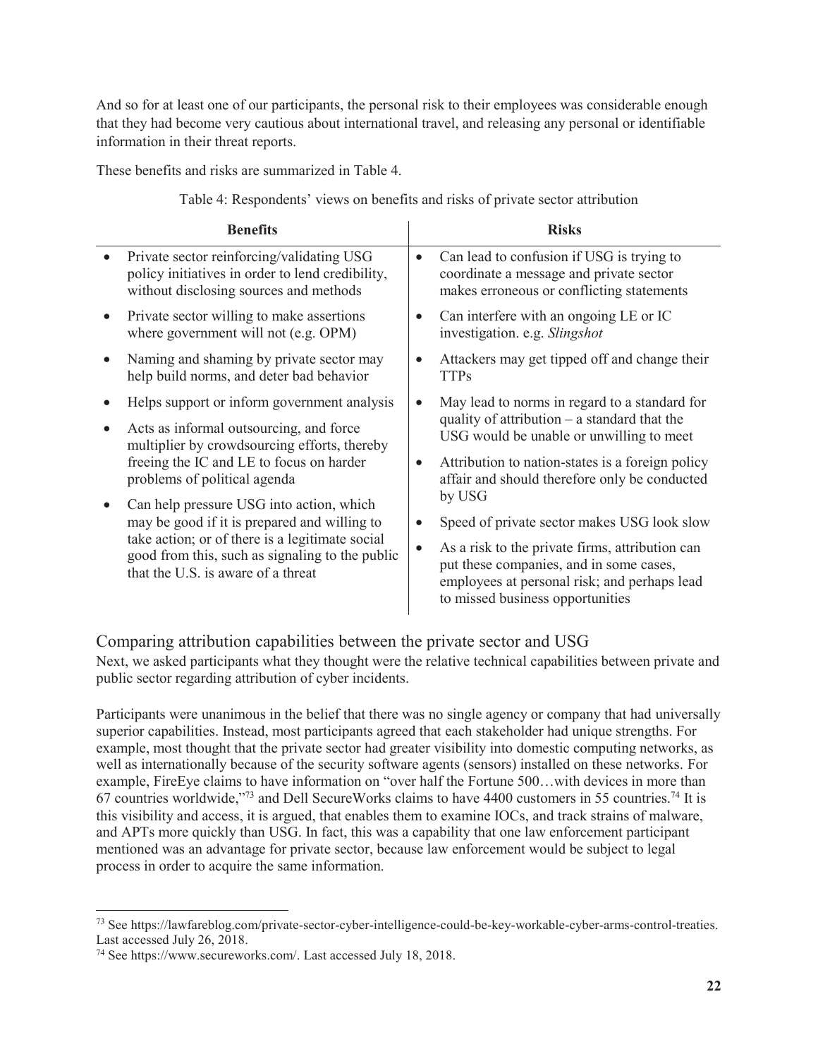And so for at least one of our participants, the personal risk to their employees was considerable enough that they had become very cautious about international travel, and releasing any personal or identifiable information in their threat reports.

These benefits and risks are summarized in Table 4.

Table 4: Respondents' views on benefits and risks of private sector attribution

| Benefits | Risks |
|---|---|
| • Private sector reinforcing/validating USG policy initiatives in order to lend credibility, without disclosing sources and methods<br>• Private sector willing to make assertions where government will not (e.g. OPM)<br>• Naming and shaming by private sector may help build norms, and deter bad behavior<br>• Helps support or inform government analysis<br>• Acts as informal outsourcing, and force multiplier by crowdsourcing efforts, thereby freeing the IC and LE to focus on harder problems of political agenda<br>• Can help pressure USG into action, which may be good if it is prepared and willing to take action; or of there is a legitimate social good from this, such as signaling to the public that the U.S. is aware of a threat | • Can lead to confusion if USG is trying to coordinate a message and private sector makes erroneous or conflicting statements<br>• Can interfere with an ongoing LE or IC investigation. e.g. *Slingshot*<br>• Attackers may get tipped off and change their TTPs<br>• May lead to norms in regard to a standard for quality of attribution – a standard that the USG would be unable or unwilling to meet<br>• Attribution to nation-states is a foreign policy affair and should therefore only be conducted by USG<br>• Speed of private sector makes USG look slow<br>• As a risk to the private firms, attribution can put these companies, and in some cases, employees at personal risk; and perhaps lead to missed business opportunities |

## Comparing attribution capabilities between the private sector and USG

Next, we asked participants what they thought were the relative technical capabilities between private and public sector regarding attribution of cyber incidents.

Participants were unanimous in the belief that there was no single agency or company that had universally superior capabilities. Instead, most participants agreed that each stakeholder had unique strengths. For example, most thought that the private sector had greater visibility into domestic computing networks, as well as internationally because of the security software agents (sensors) installed on these networks. For example, FireEye claims to have information on "over half the Fortune 500…with devices in more than 67 countries worldwide,"[73] and Dell SecureWorks claims to have 4400 customers in 55 countries.[74] It is this visibility and access, it is argued, that enables them to examine IOCs, and track strains of malware, and APTs more quickly than USG. In fact, this was a capability that one law enforcement participant mentioned was an advantage for private sector, because law enforcement would be subject to legal process in order to acquire the same information.

[73] See https://lawfareblog.com/private-sector-cyber-intelligence-could-be-key-workable-cyber-arms-control-treaties. Last accessed July 26, 2018.

[74] See https://www.secureworks.com/. Last accessed July 18, 2018.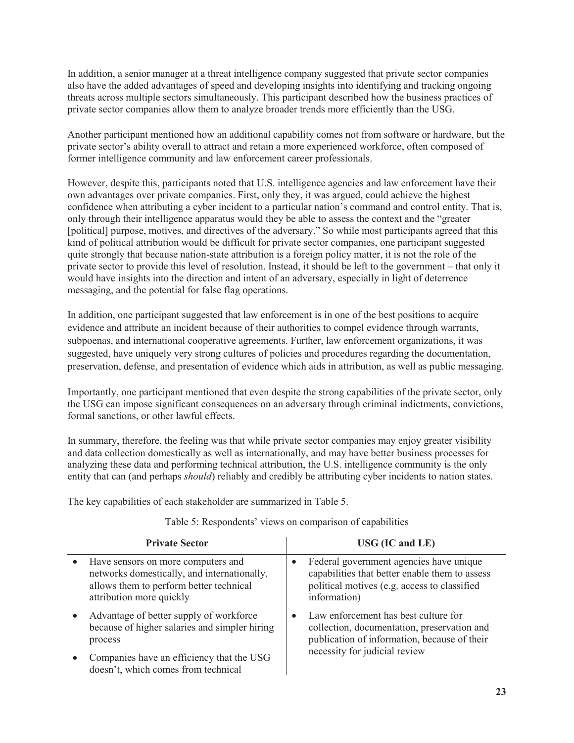In addition, a senior manager at a threat intelligence company suggested that private sector companies also have the added advantages of speed and developing insights into identifying and tracking ongoing threats across multiple sectors simultaneously. This participant described how the business practices of private sector companies allow them to analyze broader trends more efficiently than the USG.

Another participant mentioned how an additional capability comes not from software or hardware, but the private sector's ability overall to attract and retain a more experienced workforce, often composed of former intelligence community and law enforcement career professionals.

However, despite this, participants noted that U.S. intelligence agencies and law enforcement have their own advantages over private companies. First, only they, it was argued, could achieve the highest confidence when attributing a cyber incident to a particular nation's command and control entity. That is, only through their intelligence apparatus would they be able to assess the context and the "greater [political] purpose, motives, and directives of the adversary." So while most participants agreed that this kind of political attribution would be difficult for private sector companies, one participant suggested quite strongly that because nation-state attribution is a foreign policy matter, it is not the role of the private sector to provide this level of resolution. Instead, it should be left to the government – that only it would have insights into the direction and intent of an adversary, especially in light of deterrence messaging, and the potential for false flag operations.

In addition, one participant suggested that law enforcement is in one of the best positions to acquire evidence and attribute an incident because of their authorities to compel evidence through warrants, subpoenas, and international cooperative agreements. Further, law enforcement organizations, it was suggested, have uniquely very strong cultures of policies and procedures regarding the documentation, preservation, defense, and presentation of evidence which aids in attribution, as well as public messaging.

Importantly, one participant mentioned that even despite the strong capabilities of the private sector, only the USG can impose significant consequences on an adversary through criminal indictments, convictions, formal sanctions, or other lawful effects.

In summary, therefore, the feeling was that while private sector companies may enjoy greater visibility and data collection domestically as well as internationally, and may have better business processes for analyzing these data and performing technical attribution, the U.S. intelligence community is the only entity that can (and perhaps *should*) reliably and credibly be attributing cyber incidents to nation states.

The key capabilities of each stakeholder are summarized in Table 5.

Table 5: Respondents' views on comparison of capabilities

| Private Sector | USG (IC and LE) |
|---|---|
| • Have sensors on more computers and networks domestically, and internationally, allows them to perform better technical attribution more quickly | • Federal government agencies have unique capabilities that better enable them to assess political motives (e.g. access to classified information) |
| • Advantage of better supply of workforce because of higher salaries and simpler hiring process | • Law enforcement has best culture for collection, documentation, preservation and publication of information, because of their necessity for judicial review |
| • Companies have an efficiency that the USG doesn't, which comes from technical | |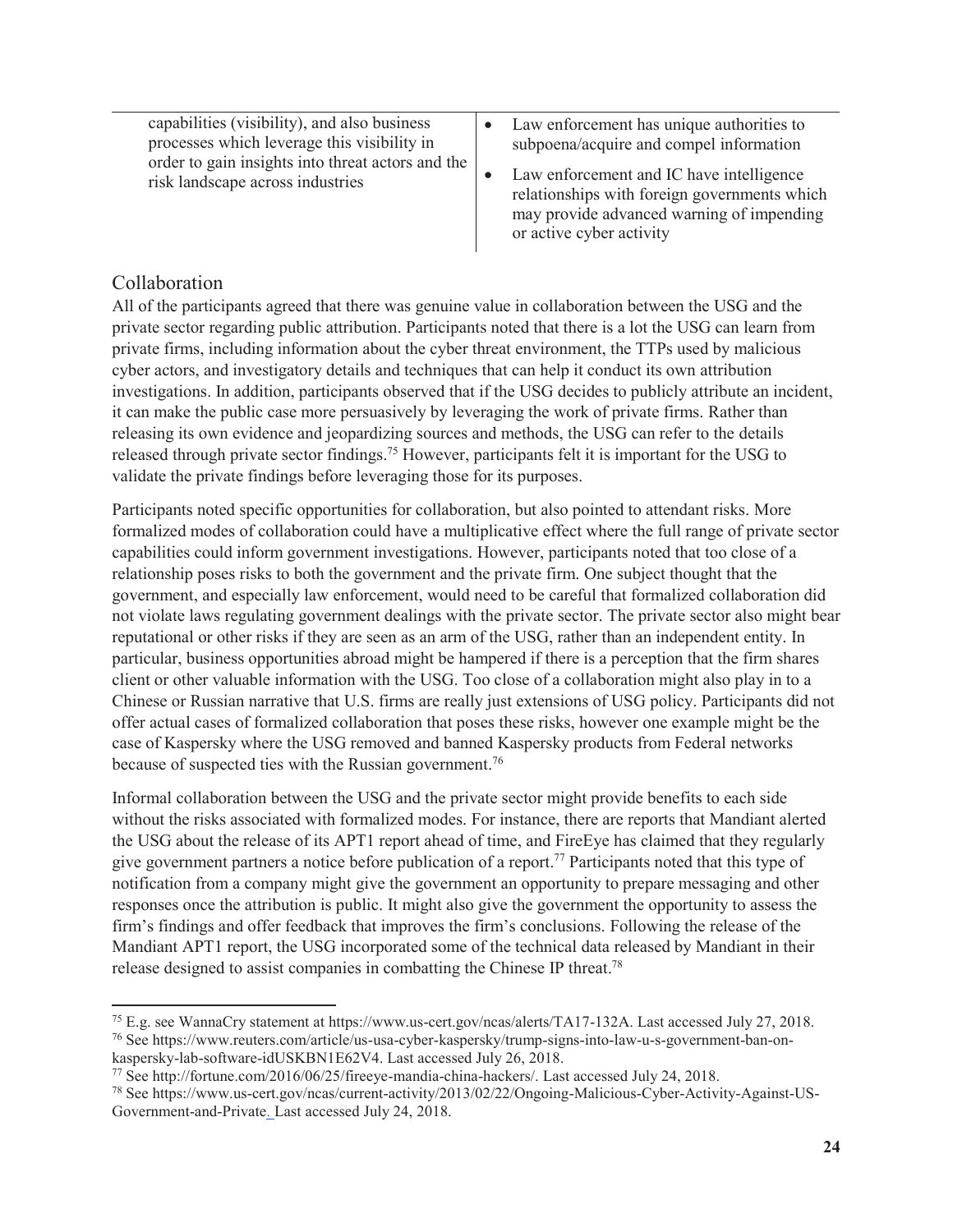| | |
|---|---|
| capabilities (visibility), and also business processes which leverage this visibility in order to gain insights into threat actors and the risk landscape across industries | • Law enforcement has unique authorities to subpoena/acquire and compel information<br>• Law enforcement and IC have intelligence relationships with foreign governments which may provide advanced warning of impending or active cyber activity |

## Collaboration

All of the participants agreed that there was genuine value in collaboration between the USG and the private sector regarding public attribution. Participants noted that there is a lot the USG can learn from private firms, including information about the cyber threat environment, the TTPs used by malicious cyber actors, and investigatory details and techniques that can help it conduct its own attribution investigations. In addition, participants observed that if the USG decides to publicly attribute an incident, it can make the public case more persuasively by leveraging the work of private firms. Rather than releasing its own evidence and jeopardizing sources and methods, the USG can refer to the details released through private sector findings.[75] However, participants felt it is important for the USG to validate the private findings before leveraging those for its purposes.

Participants noted specific opportunities for collaboration, but also pointed to attendant risks. More formalized modes of collaboration could have a multiplicative effect where the full range of private sector capabilities could inform government investigations. However, participants noted that too close of a relationship poses risks to both the government and the private firm. One subject thought that the government, and especially law enforcement, would need to be careful that formalized collaboration did not violate laws regulating government dealings with the private sector. The private sector also might bear reputational or other risks if they are seen as an arm of the USG, rather than an independent entity. In particular, business opportunities abroad might be hampered if there is a perception that the firm shares client or other valuable information with the USG. Too close of a collaboration might also play in to a Chinese or Russian narrative that U.S. firms are really just extensions of USG policy. Participants did not offer actual cases of formalized collaboration that poses these risks, however one example might be the case of Kaspersky where the USG removed and banned Kaspersky products from Federal networks because of suspected ties with the Russian government.[76]

Informal collaboration between the USG and the private sector might provide benefits to each side without the risks associated with formalized modes. For instance, there are reports that Mandiant alerted the USG about the release of its APT1 report ahead of time, and FireEye has claimed that they regularly give government partners a notice before publication of a report.[77] Participants noted that this type of notification from a company might give the government an opportunity to prepare messaging and other responses once the attribution is public. It might also give the government the opportunity to assess the firm's findings and offer feedback that improves the firm's conclusions. Following the release of the Mandiant APT1 report, the USG incorporated some of the technical data released by Mandiant in their release designed to assist companies in combatting the Chinese IP threat.[78]

---

[75] E.g. see WannaCry statement at https://www.us-cert.gov/ncas/alerts/TA17-132A. Last accessed July 27, 2018.

[76] See https://www.reuters.com/article/us-usa-cyber-kaspersky/trump-signs-into-law-u-s-government-ban-on-kaspersky-lab-software-idUSKBN1E62V4. Last accessed July 26, 2018.

[77] See http://fortune.com/2016/06/25/fireeye-mandia-china-hackers/. Last accessed July 24, 2018.

[78] See https://www.us-cert.gov/ncas/current-activity/2013/02/22/Ongoing-Malicious-Cyber-Activity-Against-US-Government-and-Private. Last accessed July 24, 2018.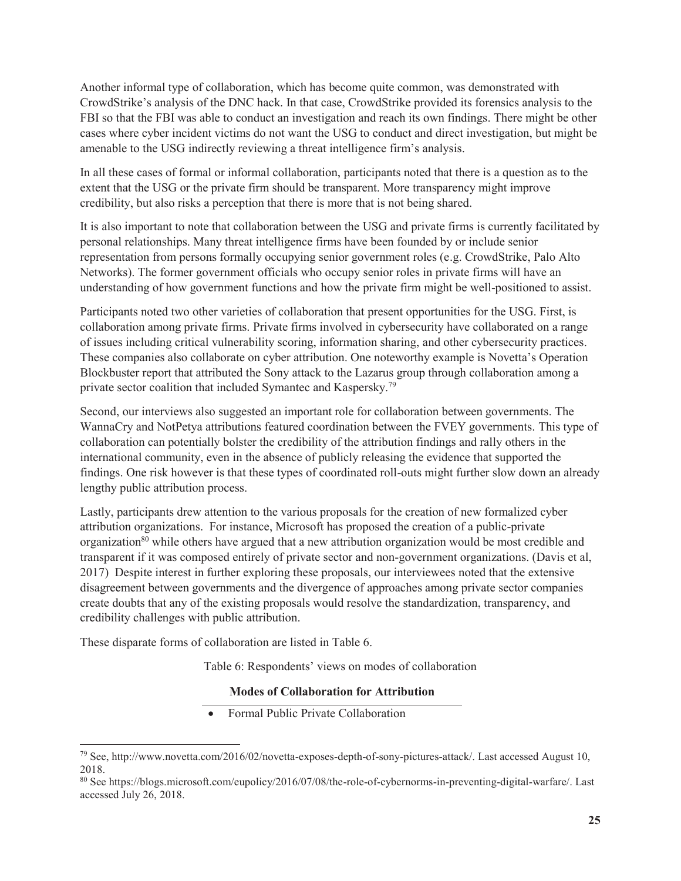Another informal type of collaboration, which has become quite common, was demonstrated with CrowdStrike's analysis of the DNC hack. In that case, CrowdStrike provided its forensics analysis to the FBI so that the FBI was able to conduct an investigation and reach its own findings. There might be other cases where cyber incident victims do not want the USG to conduct and direct investigation, but might be amenable to the USG indirectly reviewing a threat intelligence firm's analysis.

In all these cases of formal or informal collaboration, participants noted that there is a question as to the extent that the USG or the private firm should be transparent. More transparency might improve credibility, but also risks a perception that there is more that is not being shared.

It is also important to note that collaboration between the USG and private firms is currently facilitated by personal relationships. Many threat intelligence firms have been founded by or include senior representation from persons formally occupying senior government roles (e.g. CrowdStrike, Palo Alto Networks). The former government officials who occupy senior roles in private firms will have an understanding of how government functions and how the private firm might be well-positioned to assist.

Participants noted two other varieties of collaboration that present opportunities for the USG. First, is collaboration among private firms. Private firms involved in cybersecurity have collaborated on a range of issues including critical vulnerability scoring, information sharing, and other cybersecurity practices. These companies also collaborate on cyber attribution. One noteworthy example is Novetta's Operation Blockbuster report that attributed the Sony attack to the Lazarus group through collaboration among a private sector coalition that included Symantec and Kaspersky.[79]

Second, our interviews also suggested an important role for collaboration between governments. The WannaCry and NotPetya attributions featured coordination between the FVEY governments. This type of collaboration can potentially bolster the credibility of the attribution findings and rally others in the international community, even in the absence of publicly releasing the evidence that supported the findings. One risk however is that these types of coordinated roll-outs might further slow down an already lengthy public attribution process.

Lastly, participants drew attention to the various proposals for the creation of new formalized cyber attribution organizations. For instance, Microsoft has proposed the creation of a public-private organization[80] while others have argued that a new attribution organization would be most credible and transparent if it was composed entirely of private sector and non-government organizations. (Davis et al, 2017) Despite interest in further exploring these proposals, our interviewees noted that the extensive disagreement between governments and the divergence of approaches among private sector companies create doubts that any of the existing proposals would resolve the standardization, transparency, and credibility challenges with public attribution.

These disparate forms of collaboration are listed in Table 6.

Table 6: Respondents' views on modes of collaboration

| **Modes of Collaboration for Attribution** |
|---|
| • Formal Public Private Collaboration |

---

[79] See, http://www.novetta.com/2016/02/novetta-exposes-depth-of-sony-pictures-attack/. Last accessed August 10, 2018.

[80] See https://blogs.microsoft.com/eupolicy/2016/07/08/the-role-of-cybernorms-in-preventing-digital-warfare/. Last accessed July 26, 2018.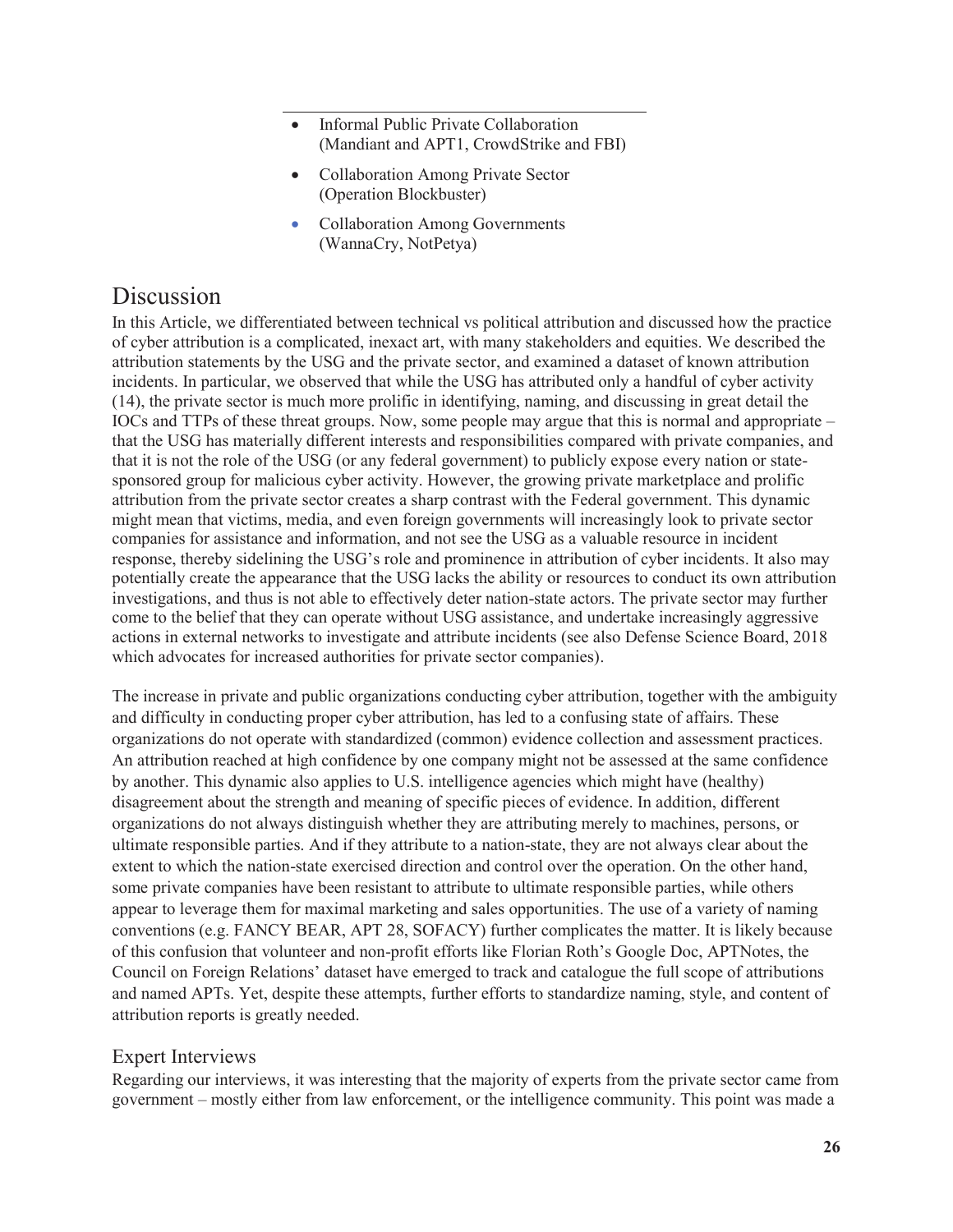- Informal Public Private Collaboration (Mandiant and APT1, CrowdStrike and FBI)
- Collaboration Among Private Sector (Operation Blockbuster)
- Collaboration Among Governments (WannaCry, NotPetya)

# Discussion

In this Article, we differentiated between technical vs political attribution and discussed how the practice of cyber attribution is a complicated, inexact art, with many stakeholders and equities. We described the attribution statements by the USG and the private sector, and examined a dataset of known attribution incidents. In particular, we observed that while the USG has attributed only a handful of cyber activity (14), the private sector is much more prolific in identifying, naming, and discussing in great detail the IOCs and TTPs of these threat groups. Now, some people may argue that this is normal and appropriate – that the USG has materially different interests and responsibilities compared with private companies, and that it is not the role of the USG (or any federal government) to publicly expose every nation or state-sponsored group for malicious cyber activity. However, the growing private marketplace and prolific attribution from the private sector creates a sharp contrast with the Federal government. This dynamic might mean that victims, media, and even foreign governments will increasingly look to private sector companies for assistance and information, and not see the USG as a valuable resource in incident response, thereby sidelining the USG's role and prominence in attribution of cyber incidents. It also may potentially create the appearance that the USG lacks the ability or resources to conduct its own attribution investigations, and thus is not able to effectively deter nation-state actors. The private sector may further come to the belief that they can operate without USG assistance, and undertake increasingly aggressive actions in external networks to investigate and attribute incidents (see also Defense Science Board, 2018 which advocates for increased authorities for private sector companies).

The increase in private and public organizations conducting cyber attribution, together with the ambiguity and difficulty in conducting proper cyber attribution, has led to a confusing state of affairs. These organizations do not operate with standardized (common) evidence collection and assessment practices. An attribution reached at high confidence by one company might not be assessed at the same confidence by another. This dynamic also applies to U.S. intelligence agencies which might have (healthy) disagreement about the strength and meaning of specific pieces of evidence. In addition, different organizations do not always distinguish whether they are attributing merely to machines, persons, or ultimate responsible parties. And if they attribute to a nation-state, they are not always clear about the extent to which the nation-state exercised direction and control over the operation. On the other hand, some private companies have been resistant to attribute to ultimate responsible parties, while others appear to leverage them for maximal marketing and sales opportunities. The use of a variety of naming conventions (e.g. FANCY BEAR, APT 28, SOFACY) further complicates the matter. It is likely because of this confusion that volunteer and non-profit efforts like Florian Roth's Google Doc, APTNotes, the Council on Foreign Relations' dataset have emerged to track and catalogue the full scope of attributions and named APTs. Yet, despite these attempts, further efforts to standardize naming, style, and content of attribution reports is greatly needed.

## Expert Interviews

Regarding our interviews, it was interesting that the majority of experts from the private sector came from government – mostly either from law enforcement, or the intelligence community. This point was made a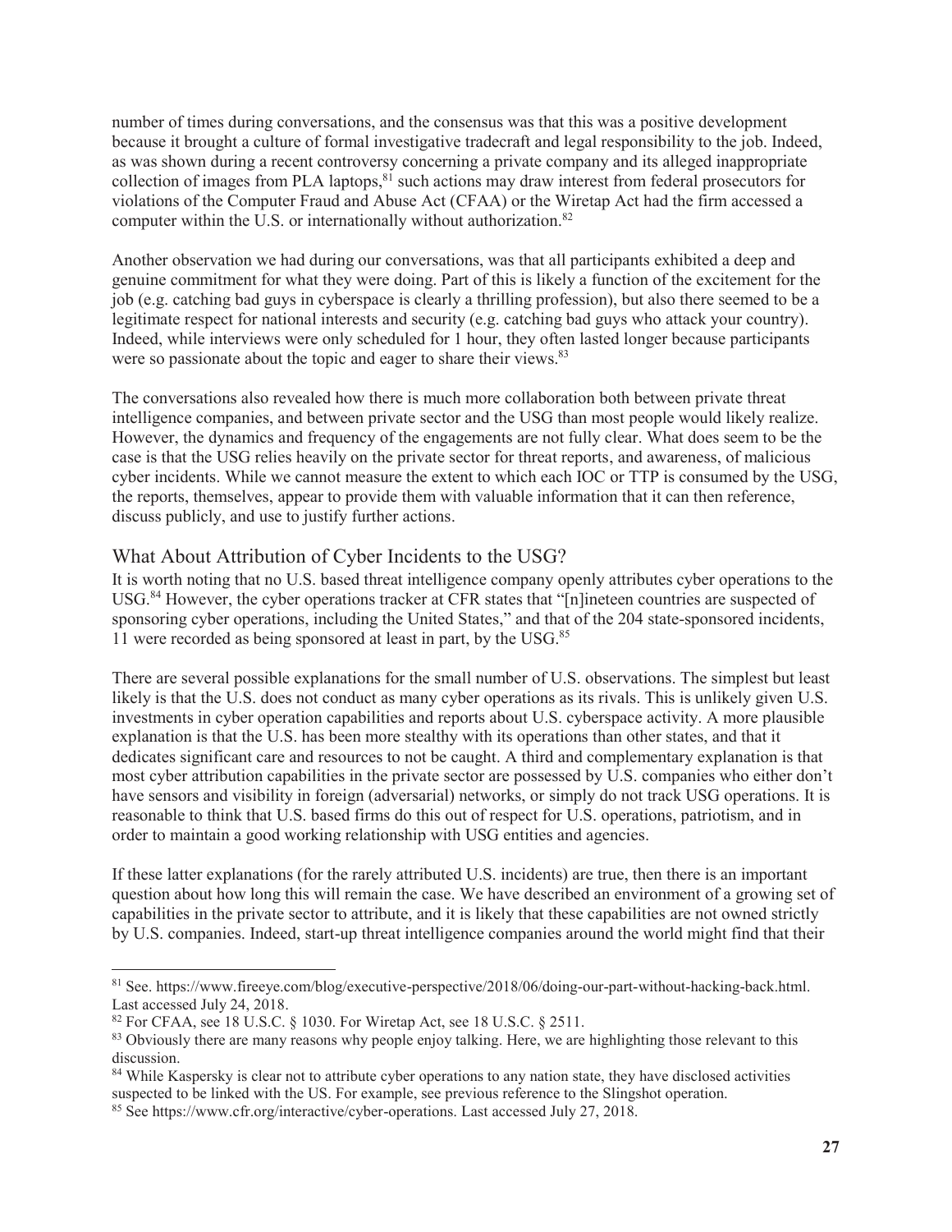number of times during conversations, and the consensus was that this was a positive development because it brought a culture of formal investigative tradecraft and legal responsibility to the job. Indeed, as was shown during a recent controversy concerning a private company and its alleged inappropriate collection of images from PLA laptops,[81] such actions may draw interest from federal prosecutors for violations of the Computer Fraud and Abuse Act (CFAA) or the Wiretap Act had the firm accessed a computer within the U.S. or internationally without authorization.[82]

Another observation we had during our conversations, was that all participants exhibited a deep and genuine commitment for what they were doing. Part of this is likely a function of the excitement for the job (e.g. catching bad guys in cyberspace is clearly a thrilling profession), but also there seemed to be a legitimate respect for national interests and security (e.g. catching bad guys who attack your country). Indeed, while interviews were only scheduled for 1 hour, they often lasted longer because participants were so passionate about the topic and eager to share their views.[83]

The conversations also revealed how there is much more collaboration both between private threat intelligence companies, and between private sector and the USG than most people would likely realize. However, the dynamics and frequency of the engagements are not fully clear. What does seem to be the case is that the USG relies heavily on the private sector for threat reports, and awareness, of malicious cyber incidents. While we cannot measure the extent to which each IOC or TTP is consumed by the USG, the reports, themselves, appear to provide them with valuable information that it can then reference, discuss publicly, and use to justify further actions.

## What About Attribution of Cyber Incidents to the USG?

It is worth noting that no U.S. based threat intelligence company openly attributes cyber operations to the USG.[84] However, the cyber operations tracker at CFR states that "[n]ineteen countries are suspected of sponsoring cyber operations, including the United States," and that of the 204 state-sponsored incidents, 11 were recorded as being sponsored at least in part, by the USG.[85]

There are several possible explanations for the small number of U.S. observations. The simplest but least likely is that the U.S. does not conduct as many cyber operations as its rivals. This is unlikely given U.S. investments in cyber operation capabilities and reports about U.S. cyberspace activity. A more plausible explanation is that the U.S. has been more stealthy with its operations than other states, and that it dedicates significant care and resources to not be caught. A third and complementary explanation is that most cyber attribution capabilities in the private sector are possessed by U.S. companies who either don't have sensors and visibility in foreign (adversarial) networks, or simply do not track USG operations. It is reasonable to think that U.S. based firms do this out of respect for U.S. operations, patriotism, and in order to maintain a good working relationship with USG entities and agencies.

If these latter explanations (for the rarely attributed U.S. incidents) are true, then there is an important question about how long this will remain the case. We have described an environment of a growing set of capabilities in the private sector to attribute, and it is likely that these capabilities are not owned strictly by U.S. companies. Indeed, start-up threat intelligence companies around the world might find that their

---

[81] See. https://www.fireeye.com/blog/executive-perspective/2018/06/doing-our-part-without-hacking-back.html. Last accessed July 24, 2018.

[82] For CFAA, see 18 U.S.C. § 1030. For Wiretap Act, see 18 U.S.C. § 2511.

[83] Obviously there are many reasons why people enjoy talking. Here, we are highlighting those relevant to this discussion.

[84] While Kaspersky is clear not to attribute cyber operations to any nation state, they have disclosed activities suspected to be linked with the US. For example, see previous reference to the Slingshot operation.

[85] See https://www.cfr.org/interactive/cyber-operations. Last accessed July 27, 2018.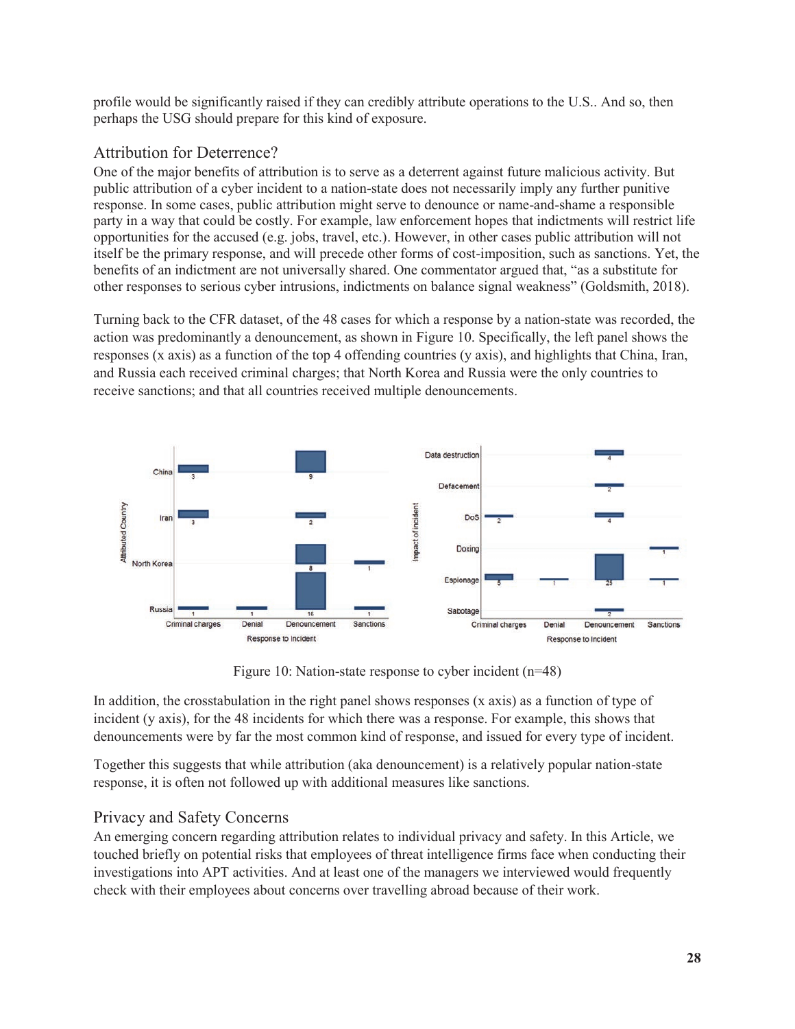profile would be significantly raised if they can credibly attribute operations to the U.S.. And so, then perhaps the USG should prepare for this kind of exposure.

## Attribution for Deterrence?

One of the major benefits of attribution is to serve as a deterrent against future malicious activity. But public attribution of a cyber incident to a nation-state does not necessarily imply any further punitive response. In some cases, public attribution might serve to denounce or name-and-shame a responsible party in a way that could be costly. For example, law enforcement hopes that indictments will restrict life opportunities for the accused (e.g. jobs, travel, etc.). However, in other cases public attribution will not itself be the primary response, and will precede other forms of cost-imposition, such as sanctions. Yet, the benefits of an indictment are not universally shared. One commentator argued that, "as a substitute for other responses to serious cyber intrusions, indictments on balance signal weakness" (Goldsmith, 2018).

Turning back to the CFR dataset, of the 48 cases for which a response by a nation-state was recorded, the action was predominantly a denouncement, as shown in Figure 10. Specifically, the left panel shows the responses (x axis) as a function of the top 4 offending countries (y axis), and highlights that China, Iran, and Russia each received criminal charges; that North Korea and Russia were the only countries to receive sanctions; and that all countries received multiple denouncements.

| Attributed Country | Criminal charges | Denial | Denouncement | Sanctions |
|---|---|---|---|---|
| China | 3 | | 9 | |
| Iran | 3 | | 2 | |
| North Korea | | | 8 | 1 |
| Russia | 1 | 1 | 16 | 1 |

| Impact of incident | Criminal charges | Denial | Denouncement | Sanctions |
|---|---|---|---|---|
| Data destruction | | | 4 | |
| Defacement | | | 2 | |
| DoS | 2 | | 4 | |
| Doxing | | | | 1 |
| Espionage | 5 | 1 | 25 | 1 |
| Sabotage | | | 2 | |

Figure 10: Nation-state response to cyber incident (n=48)

In addition, the crosstabulation in the right panel shows responses (x axis) as a function of type of incident (y axis), for the 48 incidents for which there was a response. For example, this shows that denouncements were by far the most common kind of response, and issued for every type of incident.

Together this suggests that while attribution (aka denouncement) is a relatively popular nation-state response, it is often not followed up with additional measures like sanctions.

## Privacy and Safety Concerns

An emerging concern regarding attribution relates to individual privacy and safety. In this Article, we touched briefly on potential risks that employees of threat intelligence firms face when conducting their investigations into APT activities. And at least one of the managers we interviewed would frequently check with their employees about concerns over travelling abroad because of their work.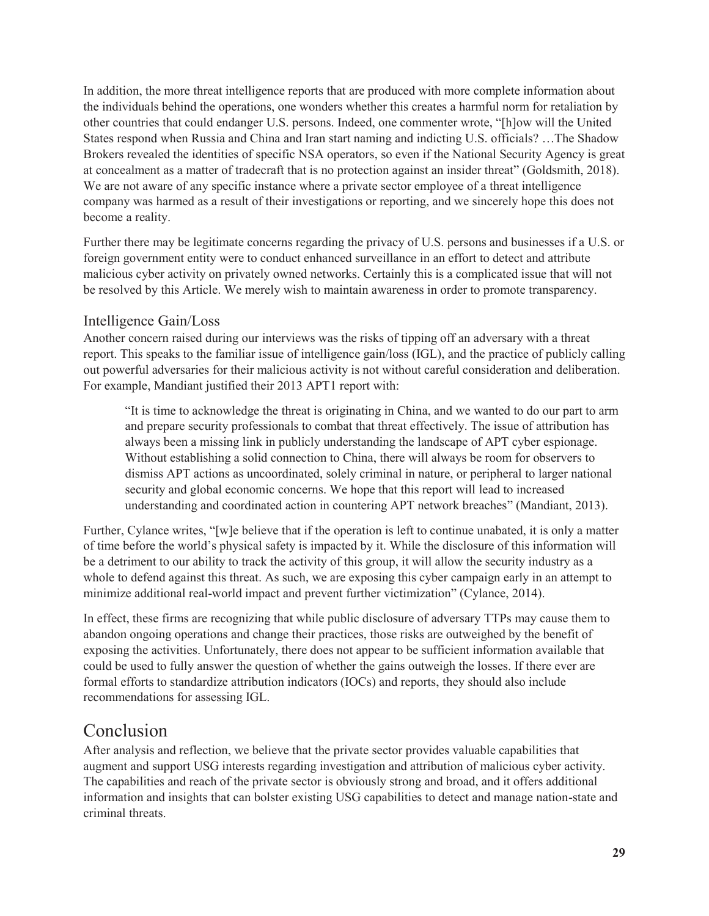In addition, the more threat intelligence reports that are produced with more complete information about the individuals behind the operations, one wonders whether this creates a harmful norm for retaliation by other countries that could endanger U.S. persons. Indeed, one commenter wrote, "[h]ow will the United States respond when Russia and China and Iran start naming and indicting U.S. officials? …The Shadow Brokers revealed the identities of specific NSA operators, so even if the National Security Agency is great at concealment as a matter of tradecraft that is no protection against an insider threat" (Goldsmith, 2018). We are not aware of any specific instance where a private sector employee of a threat intelligence company was harmed as a result of their investigations or reporting, and we sincerely hope this does not become a reality.

Further there may be legitimate concerns regarding the privacy of U.S. persons and businesses if a U.S. or foreign government entity were to conduct enhanced surveillance in an effort to detect and attribute malicious cyber activity on privately owned networks. Certainly this is a complicated issue that will not be resolved by this Article. We merely wish to maintain awareness in order to promote transparency.

### Intelligence Gain/Loss

Another concern raised during our interviews was the risks of tipping off an adversary with a threat report. This speaks to the familiar issue of intelligence gain/loss (IGL), and the practice of publicly calling out powerful adversaries for their malicious activity is not without careful consideration and deliberation. For example, Mandiant justified their 2013 APT1 report with:

> "It is time to acknowledge the threat is originating in China, and we wanted to do our part to arm and prepare security professionals to combat that threat effectively. The issue of attribution has always been a missing link in publicly understanding the landscape of APT cyber espionage. Without establishing a solid connection to China, there will always be room for observers to dismiss APT actions as uncoordinated, solely criminal in nature, or peripheral to larger national security and global economic concerns. We hope that this report will lead to increased understanding and coordinated action in countering APT network breaches" (Mandiant, 2013).

Further, Cylance writes, "[w]e believe that if the operation is left to continue unabated, it is only a matter of time before the world's physical safety is impacted by it. While the disclosure of this information will be a detriment to our ability to track the activity of this group, it will allow the security industry as a whole to defend against this threat. As such, we are exposing this cyber campaign early in an attempt to minimize additional real-world impact and prevent further victimization" (Cylance, 2014).

In effect, these firms are recognizing that while public disclosure of adversary TTPs may cause them to abandon ongoing operations and change their practices, those risks are outweighed by the benefit of exposing the activities. Unfortunately, there does not appear to be sufficient information available that could be used to fully answer the question of whether the gains outweigh the losses. If there ever are formal efforts to standardize attribution indicators (IOCs) and reports, they should also include recommendations for assessing IGL.

## Conclusion

After analysis and reflection, we believe that the private sector provides valuable capabilities that augment and support USG interests regarding investigation and attribution of malicious cyber activity. The capabilities and reach of the private sector is obviously strong and broad, and it offers additional information and insights that can bolster existing USG capabilities to detect and manage nation-state and criminal threats.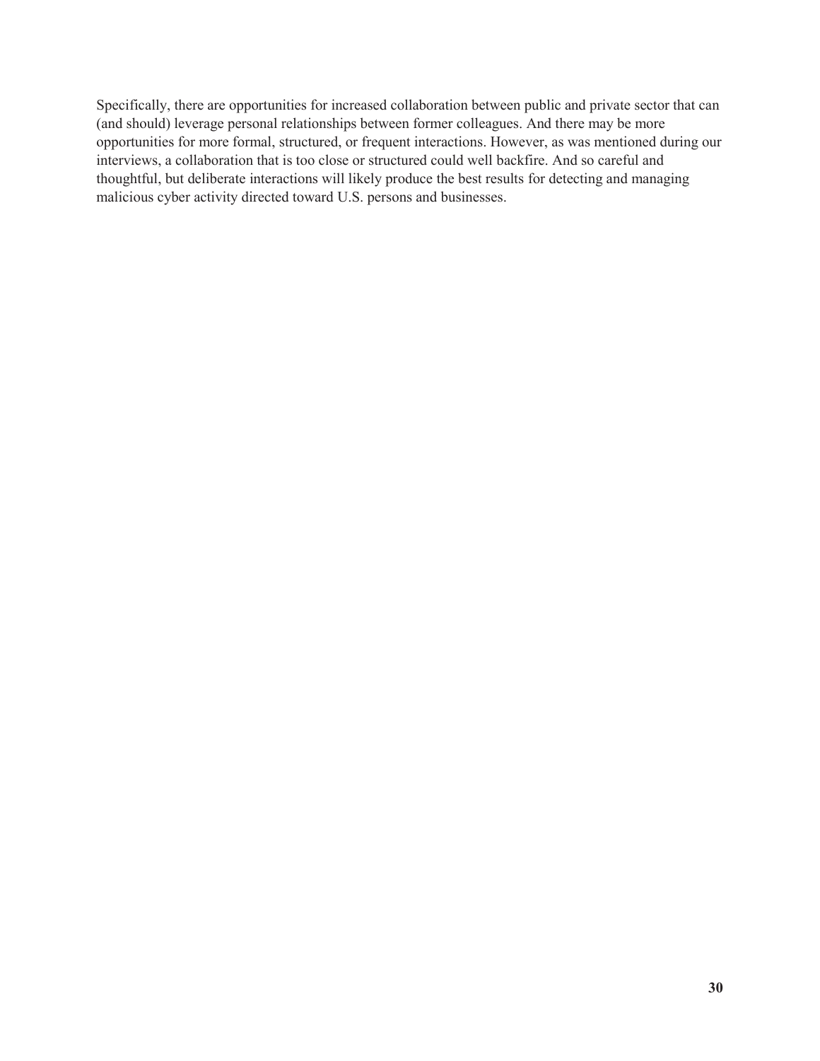Specifically, there are opportunities for increased collaboration between public and private sector that can (and should) leverage personal relationships between former colleagues. And there may be more opportunities for more formal, structured, or frequent interactions. However, as was mentioned during our interviews, a collaboration that is too close or structured could well backfire. And so careful and thoughtful, but deliberate interactions will likely produce the best results for detecting and managing malicious cyber activity directed toward U.S. persons and businesses.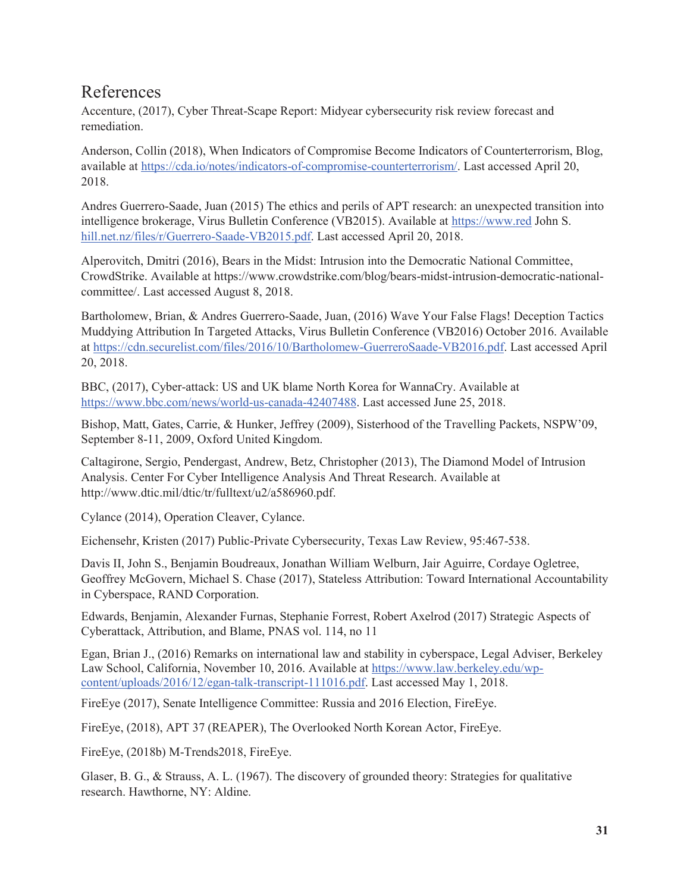# References

Accenture, (2017), Cyber Threat-Scape Report: Midyear cybersecurity risk review forecast and remediation.

Anderson, Collin (2018), When Indicators of Compromise Become Indicators of Counterterrorism, Blog, available at https://cda.io/notes/indicators-of-compromise-counterterrorism/. Last accessed April 20, 2018.

Andres Guerrero-Saade, Juan (2015) The ethics and perils of APT research: an unexpected transition into intelligence brokerage, Virus Bulletin Conference (VB2015). Available at https://www.red John S. hill.net.nz/files/r/Guerrero-Saade-VB2015.pdf. Last accessed April 20, 2018.

Alperovitch, Dmitri (2016), Bears in the Midst: Intrusion into the Democratic National Committee, CrowdStrike. Available at https://www.crowdstrike.com/blog/bears-midst-intrusion-democratic-national-committee/. Last accessed August 8, 2018.

Bartholomew, Brian, & Andres Guerrero-Saade, Juan, (2016) Wave Your False Flags! Deception Tactics Muddying Attribution In Targeted Attacks, Virus Bulletin Conference (VB2016) October 2016. Available at https://cdn.securelist.com/files/2016/10/Bartholomew-GuerreroSaade-VB2016.pdf. Last accessed April 20, 2018.

BBC, (2017), Cyber-attack: US and UK blame North Korea for WannaCry. Available at https://www.bbc.com/news/world-us-canada-42407488. Last accessed June 25, 2018.

Bishop, Matt, Gates, Carrie, & Hunker, Jeffrey (2009), Sisterhood of the Travelling Packets, NSPW'09, September 8-11, 2009, Oxford United Kingdom.

Caltagirone, Sergio, Pendergast, Andrew, Betz, Christopher (2013), The Diamond Model of Intrusion Analysis. Center For Cyber Intelligence Analysis And Threat Research. Available at http://www.dtic.mil/dtic/tr/fulltext/u2/a586960.pdf.

Cylance (2014), Operation Cleaver, Cylance.

Eichensehr, Kristen (2017) Public-Private Cybersecurity, Texas Law Review, 95:467-538.

Davis II, John S., Benjamin Boudreaux, Jonathan William Welburn, Jair Aguirre, Cordaye Ogletree, Geoffrey McGovern, Michael S. Chase (2017), Stateless Attribution: Toward International Accountability in Cyberspace, RAND Corporation.

Edwards, Benjamin, Alexander Furnas, Stephanie Forrest, Robert Axelrod (2017) Strategic Aspects of Cyberattack, Attribution, and Blame, PNAS vol. 114, no 11

Egan, Brian J., (2016) Remarks on international law and stability in cyberspace, Legal Adviser, Berkeley Law School, California, November 10, 2016. Available at https://www.law.berkeley.edu/wp-content/uploads/2016/12/egan-talk-transcript-111016.pdf. Last accessed May 1, 2018.

FireEye (2017), Senate Intelligence Committee: Russia and 2016 Election, FireEye.

FireEye, (2018), APT 37 (REAPER), The Overlooked North Korean Actor, FireEye.

FireEye, (2018b) M-Trends2018, FireEye.

Glaser, B. G., & Strauss, A. L. (1967). The discovery of grounded theory: Strategies for qualitative research. Hawthorne, NY: Aldine.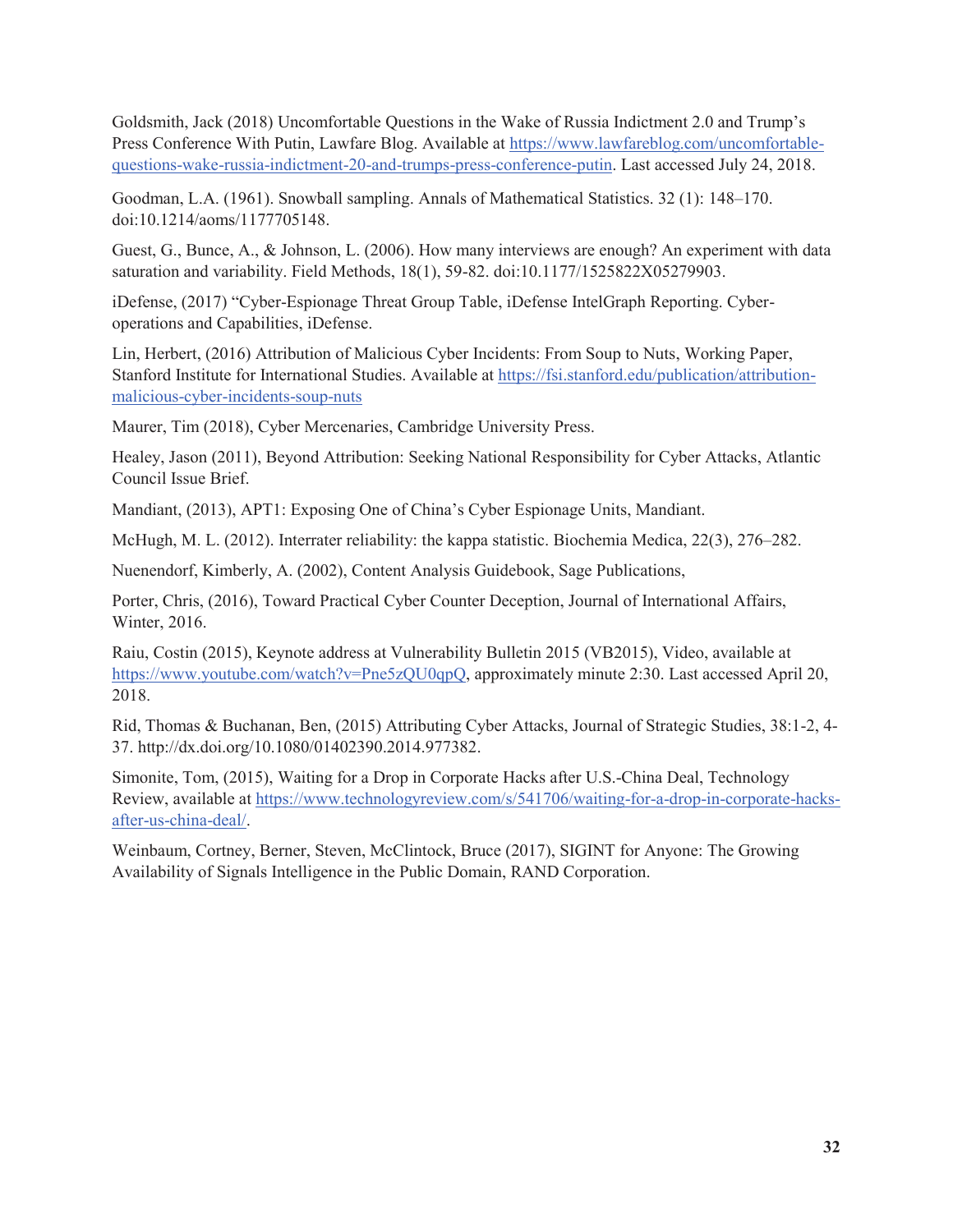Goldsmith, Jack (2018) Uncomfortable Questions in the Wake of Russia Indictment 2.0 and Trump's Press Conference With Putin, Lawfare Blog. Available at https://www.lawfareblog.com/uncomfortable-questions-wake-russia-indictment-20-and-trumps-press-conference-putin. Last accessed July 24, 2018.

Goodman, L.A. (1961). Snowball sampling. Annals of Mathematical Statistics. 32 (1): 148–170. doi:10.1214/aoms/1177705148.

Guest, G., Bunce, A., & Johnson, L. (2006). How many interviews are enough? An experiment with data saturation and variability. Field Methods, 18(1), 59-82. doi:10.1177/1525822X05279903.

iDefense, (2017) "Cyber-Espionage Threat Group Table, iDefense IntelGraph Reporting. Cyber-operations and Capabilities, iDefense.

Lin, Herbert, (2016) Attribution of Malicious Cyber Incidents: From Soup to Nuts, Working Paper, Stanford Institute for International Studies. Available at https://fsi.stanford.edu/publication/attribution-malicious-cyber-incidents-soup-nuts

Maurer, Tim (2018), Cyber Mercenaries, Cambridge University Press.

Healey, Jason (2011), Beyond Attribution: Seeking National Responsibility for Cyber Attacks, Atlantic Council Issue Brief.

Mandiant, (2013), APT1: Exposing One of China's Cyber Espionage Units, Mandiant.

McHugh, M. L. (2012). Interrater reliability: the kappa statistic. Biochemia Medica, 22(3), 276–282.

Nuenendorf, Kimberly, A. (2002), Content Analysis Guidebook, Sage Publications,

Porter, Chris, (2016), Toward Practical Cyber Counter Deception, Journal of International Affairs, Winter, 2016.

Raiu, Costin (2015), Keynote address at Vulnerability Bulletin 2015 (VB2015), Video, available at https://www.youtube.com/watch?v=Pne5zQU0qpQ, approximately minute 2:30. Last accessed April 20, 2018.

Rid, Thomas & Buchanan, Ben, (2015) Attributing Cyber Attacks, Journal of Strategic Studies, 38:1-2, 4-37. http://dx.doi.org/10.1080/01402390.2014.977382.

Simonite, Tom, (2015), Waiting for a Drop in Corporate Hacks after U.S.-China Deal, Technology Review, available at https://www.technologyreview.com/s/541706/waiting-for-a-drop-in-corporate-hacks-after-us-china-deal/.

Weinbaum, Cortney, Berner, Steven, McClintock, Bruce (2017), SIGINT for Anyone: The Growing Availability of Signals Intelligence in the Public Domain, RAND Corporation.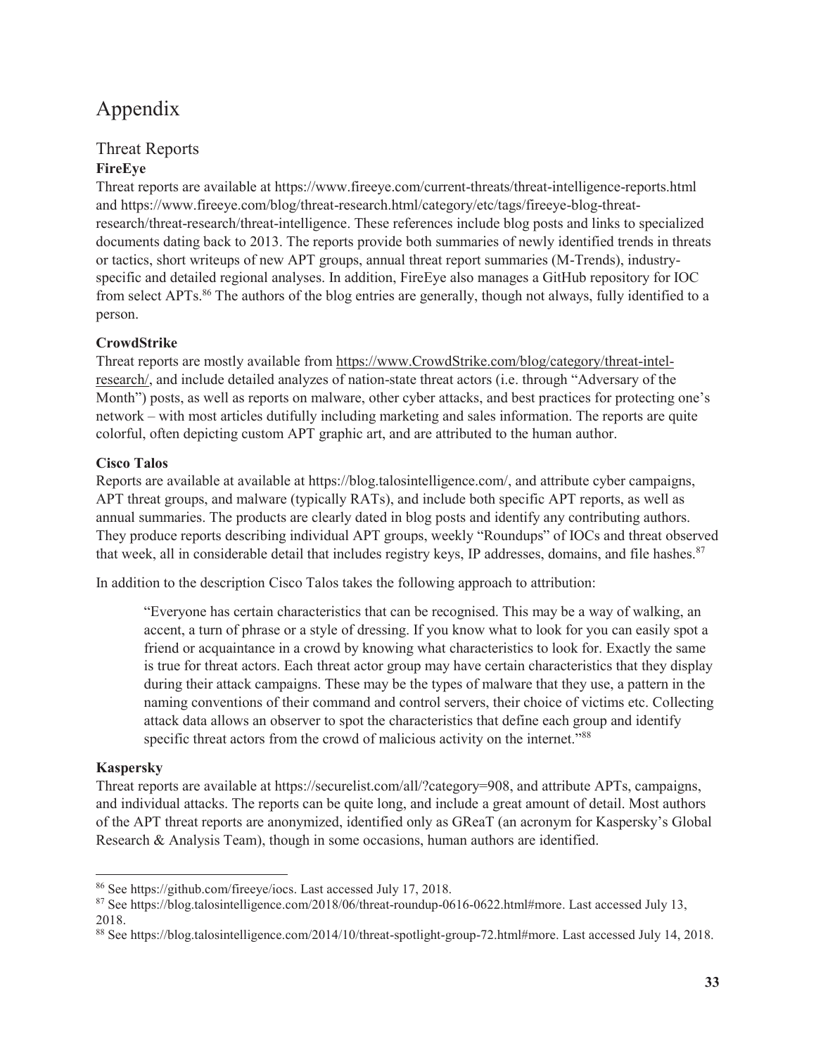# Appendix

## Threat Reports

### FireEye

Threat reports are available at https://www.fireeye.com/current-threats/threat-intelligence-reports.html and https://www.fireeye.com/blog/threat-research.html/category/etc/tags/fireeye-blog-threat-research/threat-research/threat-intelligence. These references include blog posts and links to specialized documents dating back to 2013. The reports provide both summaries of newly identified trends in threats or tactics, short writeups of new APT groups, annual threat report summaries (M-Trends), industry-specific and detailed regional analyses. In addition, FireEye also manages a GitHub repository for IOC from select APTs.[86] The authors of the blog entries are generally, though not always, fully identified to a person.

### CrowdStrike

Threat reports are mostly available from https://www.CrowdStrike.com/blog/category/threat-intel-research/, and include detailed analyzes of nation-state threat actors (i.e. through "Adversary of the Month") posts, as well as reports on malware, other cyber attacks, and best practices for protecting one's network – with most articles dutifully including marketing and sales information. The reports are quite colorful, often depicting custom APT graphic art, and are attributed to the human author.

### Cisco Talos

Reports are available at available at https://blog.talosintelligence.com/, and attribute cyber campaigns, APT threat groups, and malware (typically RATs), and include both specific APT reports, as well as annual summaries. The products are clearly dated in blog posts and identify any contributing authors. They produce reports describing individual APT groups, weekly "Roundups" of IOCs and threat observed that week, all in considerable detail that includes registry keys, IP addresses, domains, and file hashes.[87]

In addition to the description Cisco Talos takes the following approach to attribution:

> "Everyone has certain characteristics that can be recognised. This may be a way of walking, an accent, a turn of phrase or a style of dressing. If you know what to look for you can easily spot a friend or acquaintance in a crowd by knowing what characteristics to look for. Exactly the same is true for threat actors. Each threat actor group may have certain characteristics that they display during their attack campaigns. These may be the types of malware that they use, a pattern in the naming conventions of their command and control servers, their choice of victims etc. Collecting attack data allows an observer to spot the characteristics that define each group and identify specific threat actors from the crowd of malicious activity on the internet."[88]

### Kaspersky

Threat reports are available at https://securelist.com/all/?category=908, and attribute APTs, campaigns, and individual attacks. The reports can be quite long, and include a great amount of detail. Most authors of the APT threat reports are anonymized, identified only as GReaT (an acronym for Kaspersky's Global Research & Analysis Team), though in some occasions, human authors are identified.

---

[86] See https://github.com/fireeye/iocs. Last accessed July 17, 2018.

[87] See https://blog.talosintelligence.com/2018/06/threat-roundup-0616-0622.html#more. Last accessed July 13, 2018.

[88] See https://blog.talosintelligence.com/2014/10/threat-spotlight-group-72.html#more. Last accessed July 14, 2018.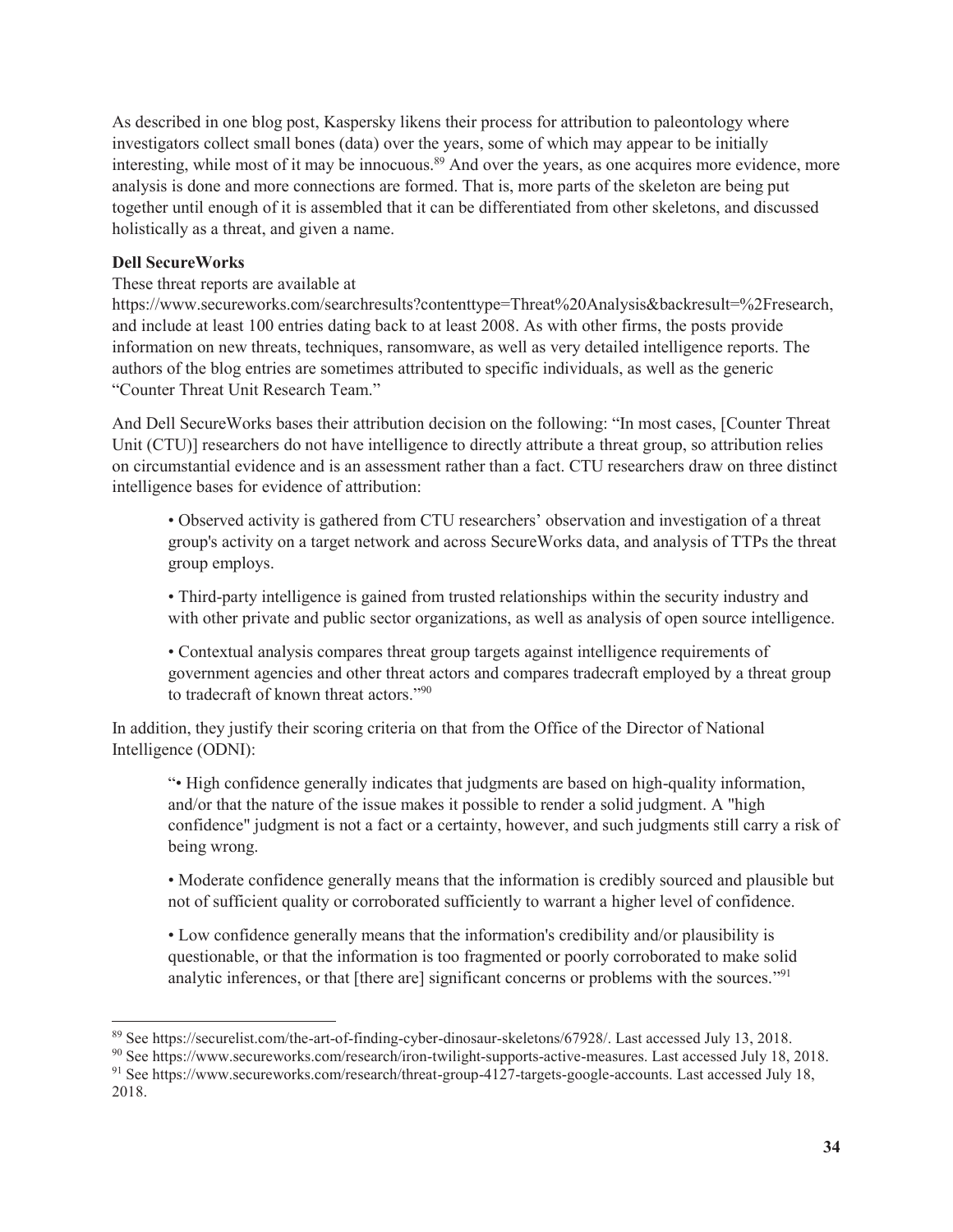As described in one blog post, Kaspersky likens their process for attribution to paleontology where investigators collect small bones (data) over the years, some of which may appear to be initially interesting, while most of it may be innocuous.[89] And over the years, as one acquires more evidence, more analysis is done and more connections are formed. That is, more parts of the skeleton are being put together until enough of it is assembled that it can be differentiated from other skeletons, and discussed holistically as a threat, and given a name.

**Dell SecureWorks**

These threat reports are available at https://www.secureworks.com/searchresults?contenttype=Threat%20Analysis&backresult=%2Fresearch, and include at least 100 entries dating back to at least 2008. As with other firms, the posts provide information on new threats, techniques, ransomware, as well as very detailed intelligence reports. The authors of the blog entries are sometimes attributed to specific individuals, as well as the generic "Counter Threat Unit Research Team."

And Dell SecureWorks bases their attribution decision on the following: "In most cases, [Counter Threat Unit (CTU)] researchers do not have intelligence to directly attribute a threat group, so attribution relies on circumstantial evidence and is an assessment rather than a fact. CTU researchers draw on three distinct intelligence bases for evidence of attribution:

> • Observed activity is gathered from CTU researchers' observation and investigation of a threat group's activity on a target network and across SecureWorks data, and analysis of TTPs the threat group employs.
>
> • Third-party intelligence is gained from trusted relationships within the security industry and with other private and public sector organizations, as well as analysis of open source intelligence.
>
> • Contextual analysis compares threat group targets against intelligence requirements of government agencies and other threat actors and compares tradecraft employed by a threat group to tradecraft of known threat actors."[90]

In addition, they justify their scoring criteria on that from the Office of the Director of National Intelligence (ODNI):

> "• High confidence generally indicates that judgments are based on high-quality information, and/or that the nature of the issue makes it possible to render a solid judgment. A "high confidence" judgment is not a fact or a certainty, however, and such judgments still carry a risk of being wrong.
>
> • Moderate confidence generally means that the information is credibly sourced and plausible but not of sufficient quality or corroborated sufficiently to warrant a higher level of confidence.
>
> • Low confidence generally means that the information's credibility and/or plausibility is questionable, or that the information is too fragmented or poorly corroborated to make solid analytic inferences, or that [there are] significant concerns or problems with the sources."[91]

---

[89] See https://securelist.com/the-art-of-finding-cyber-dinosaur-skeletons/67928/. Last accessed July 13, 2018.

[90] See https://www.secureworks.com/research/iron-twilight-supports-active-measures. Last accessed July 18, 2018.

[91] See https://www.secureworks.com/research/threat-group-4127-targets-google-accounts. Last accessed July 18, 2018.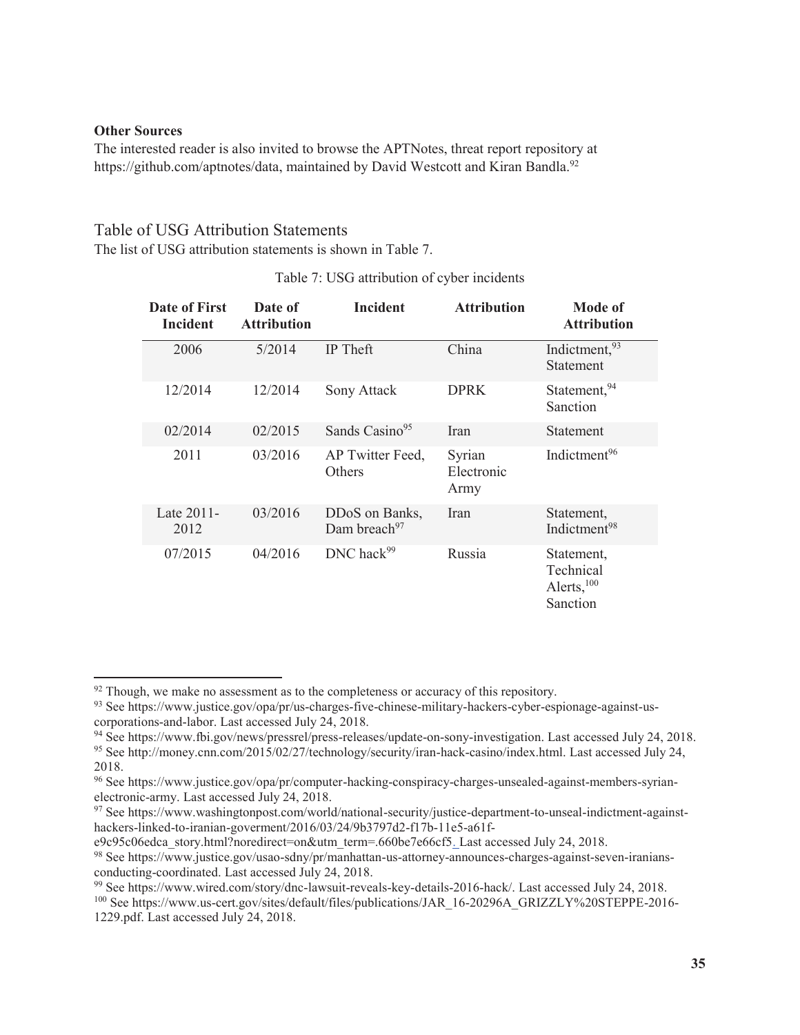**Other Sources**

The interested reader is also invited to browse the APTNotes, threat report repository at https://github.com/aptnotes/data, maintained by David Westcott and Kiran Bandla.[92]

## Table of USG Attribution Statements

The list of USG attribution statements is shown in Table 7.

Table 7: USG attribution of cyber incidents

| Date of First Incident | Date of Attribution | Incident | Attribution | Mode of Attribution |
|---|---|---|---|---|
| 2006 | 5/2014 | IP Theft | China | Indictment,[93] Statement |
| 12/2014 | 12/2014 | Sony Attack | DPRK | Statement,[94] Sanction |
| 02/2014 | 02/2015 | Sands Casino[95] | Iran | Statement |
| 2011 | 03/2016 | AP Twitter Feed, Others | Syrian Electronic Army | Indictment[96] |
| Late 2011-2012 | 03/2016 | DDoS on Banks, Dam breach[97] | Iran | Statement, Indictment[98] |
| 07/2015 | 04/2016 | DNC hack[99] | Russia | Statement, Technical Alerts,[100] Sanction |

---

[92] Though, we make no assessment as to the completeness or accuracy of this repository.

[93] See https://www.justice.gov/opa/pr/us-charges-five-chinese-military-hackers-cyber-espionage-against-us-corporations-and-labor. Last accessed July 24, 2018.

[94] See https://www.fbi.gov/news/pressrel/press-releases/update-on-sony-investigation. Last accessed July 24, 2018.

[95] See http://money.cnn.com/2015/02/27/technology/security/iran-hack-casino/index.html. Last accessed July 24, 2018.

[96] See https://www.justice.gov/opa/pr/computer-hacking-conspiracy-charges-unsealed-against-members-syrian-electronic-army. Last accessed July 24, 2018.

[97] See https://www.washingtonpost.com/world/national-security/justice-department-to-unseal-indictment-against-hackers-linked-to-iranian-goverment/2016/03/24/9b3797d2-f17b-11e5-a61f-e9c95c06edca_story.html?noredirect=on&utm_term=.660be7e66cf5. Last accessed July 24, 2018.

[98] See https://www.justice.gov/usao-sdny/pr/manhattan-us-attorney-announces-charges-against-seven-iranians-conducting-coordinated. Last accessed July 24, 2018.

[99] See https://www.wired.com/story/dnc-lawsuit-reveals-key-details-2016-hack/. Last accessed July 24, 2018.

[100] See https://www.us-cert.gov/sites/default/files/publications/JAR_16-20296A_GRIZZLY%20STEPPE-2016-1229.pdf. Last accessed July 24, 2018.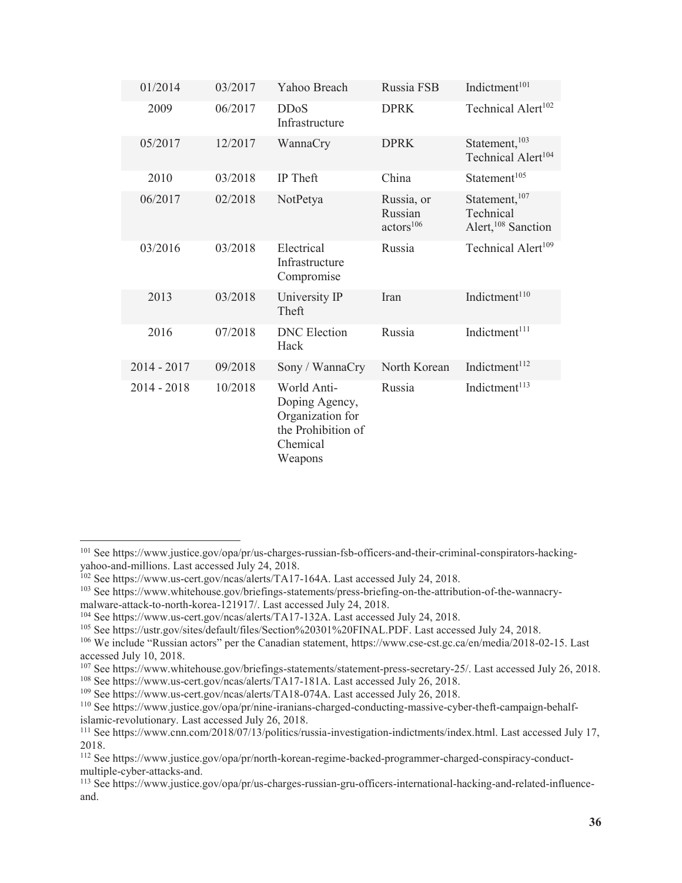| | | | | |
|---|---|---|---|---|
| 01/2014 | 03/2017 | Yahoo Breach | Russia FSB | Indictment[101] |
| 2009 | 06/2017 | DDoS Infrastructure | DPRK | Technical Alert[102] |
| 05/2017 | 12/2017 | WannaCry | DPRK | Statement,[103] Technical Alert[104] |
| 2010 | 03/2018 | IP Theft | China | Statement[105] |
| 06/2017 | 02/2018 | NotPetya | Russia, or Russian actors[106] | Statement,[107] Technical Alert,[108] Sanction |
| 03/2016 | 03/2018 | Electrical Infrastructure Compromise | Russia | Technical Alert[109] |
| 2013 | 03/2018 | University IP Theft | Iran | Indictment[110] |
| 2016 | 07/2018 | DNC Election Hack | Russia | Indictment[111] |
| 2014 - 2017 | 09/2018 | Sony / WannaCry | North Korean | Indictment[112] |
| 2014 - 2018 | 10/2018 | World Anti-Doping Agency, Organization for the Prohibition of Chemical Weapons | Russia | Indictment[113] |

---

[101] See https://www.justice.gov/opa/pr/us-charges-russian-fsb-officers-and-their-criminal-conspirators-hacking-yahoo-and-millions. Last accessed July 24, 2018.

[102] See https://www.us-cert.gov/ncas/alerts/TA17-164A. Last accessed July 24, 2018.

[103] See https://www.whitehouse.gov/briefings-statements/press-briefing-on-the-attribution-of-the-wannacry-malware-attack-to-north-korea-121917/. Last accessed July 24, 2018.

[104] See https://www.us-cert.gov/ncas/alerts/TA17-132A. Last accessed July 24, 2018.

[105] See https://ustr.gov/sites/default/files/Section%20301%20FINAL.PDF. Last accessed July 24, 2018.

[106] We include "Russian actors" per the Canadian statement, https://www.cse-cst.gc.ca/en/media/2018-02-15. Last accessed July 10, 2018.

[107] See https://www.whitehouse.gov/briefings-statements/statement-press-secretary-25/. Last accessed July 26, 2018.

[108] See https://www.us-cert.gov/ncas/alerts/TA17-181A. Last accessed July 26, 2018.

[109] See https://www.us-cert.gov/ncas/alerts/TA18-074A. Last accessed July 26, 2018.

[110] See https://www.justice.gov/opa/pr/nine-iranians-charged-conducting-massive-cyber-theft-campaign-behalf-islamic-revolutionary. Last accessed July 26, 2018.

[111] See https://www.cnn.com/2018/07/13/politics/russia-investigation-indictments/index.html. Last accessed July 17, 2018.

[112] See https://www.justice.gov/opa/pr/north-korean-regime-backed-programmer-charged-conspiracy-conduct-multiple-cyber-attacks-and.

[113] See https://www.justice.gov/opa/pr/us-charges-russian-gru-officers-international-hacking-and-related-influence-and.